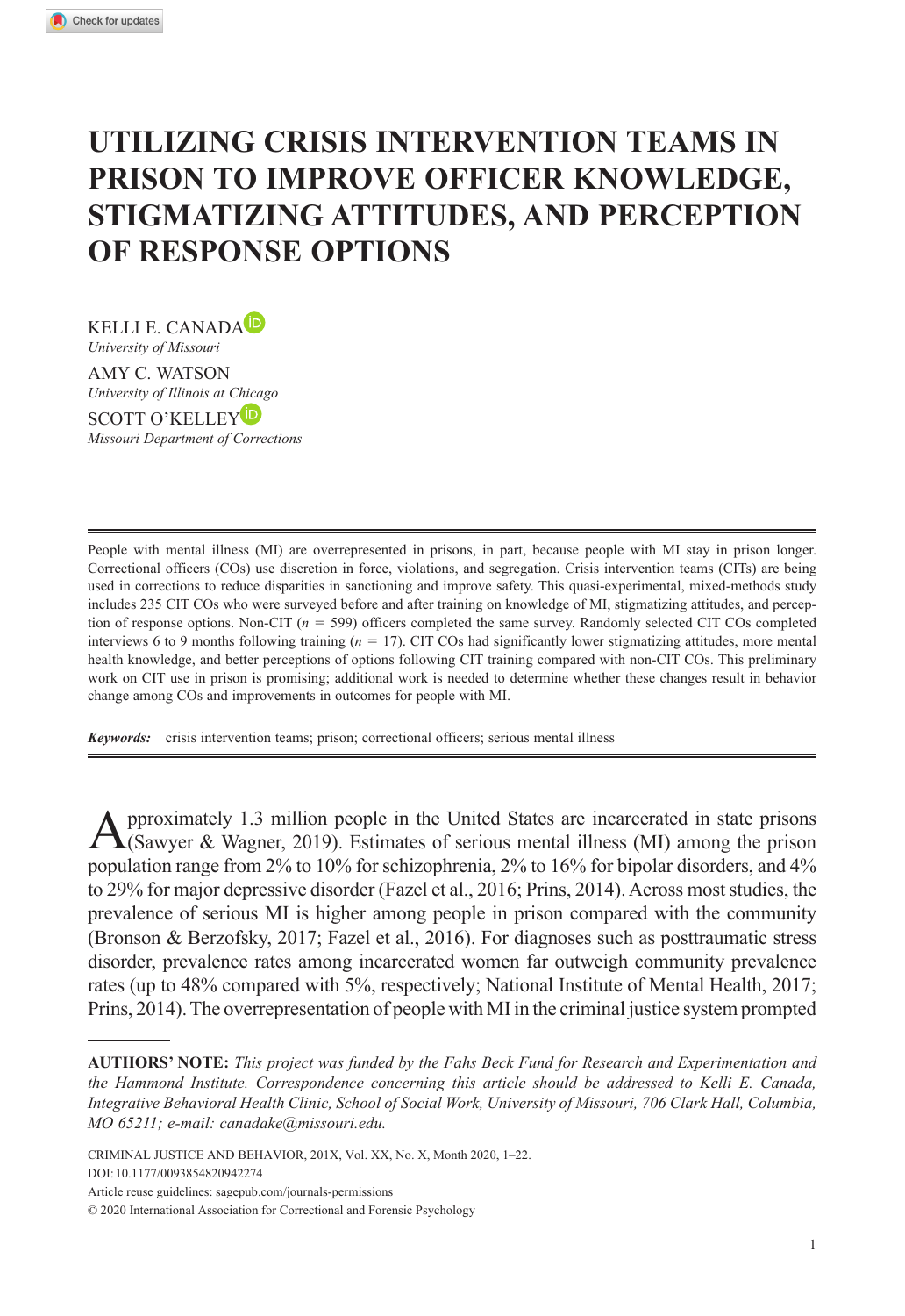# UTILIZING CRISIS INTERVENTION TEAMS IN PRISON TO IMPROVE OFFICER KNOWLEDGE, STIGMATIZING ATTITUDES, AND PERCEPTION OF RESPONSE OPTIONS

KELLI E. CANADA
*University of Missouri*

AMY C. WATSON
*University of Illinois at Chicago*

SCOTT O'KELLEY
*Missouri Department of Corrections*

---

People with mental illness (MI) are overrepresented in prisons, in part, because people with MI stay in prison longer. Correctional officers (COs) use discretion in force, violations, and segregation. Crisis intervention teams (CITs) are being used in corrections to reduce disparities in sanctioning and improve safety. This quasi-experimental, mixed-methods study includes 235 CIT COs who were surveyed before and after training on knowledge of MI, stigmatizing attitudes, and perception of response options. Non-CIT ($n$ = 599) officers completed the same survey. Randomly selected CIT COs completed interviews 6 to 9 months following training ($n$ = 17). CIT COs had significantly lower stigmatizing attitudes, more mental health knowledge, and better perceptions of options following CIT training compared with non-CIT COs. This preliminary work on CIT use in prison is promising; additional work is needed to determine whether these changes result in behavior change among COs and improvements in outcomes for people with MI.

***Keywords:*** crisis intervention teams; prison; correctional officers; serious mental illness

---

Approximately 1.3 million people in the United States are incarcerated in state prisons (Sawyer & Wagner, 2019). Estimates of serious mental illness (MI) among the prison population range from 2% to 10% for schizophrenia, 2% to 16% for bipolar disorders, and 4% to 29% for major depressive disorder (Fazel et al., 2016; Prins, 2014). Across most studies, the prevalence of serious MI is higher among people in prison compared with the community (Bronson & Berzofsky, 2017; Fazel et al., 2016). For diagnoses such as posttraumatic stress disorder, prevalence rates among incarcerated women far outweigh community prevalence rates (up to 48% compared with 5%, respectively; National Institute of Mental Health, 2017; Prins, 2014). The overrepresentation of people with MI in the criminal justice system prompted

---

**AUTHORS' NOTE:** *This project was funded by the Fahs Beck Fund for Research and Experimentation and the Hammond Institute. Correspondence concerning this article should be addressed to Kelli E. Canada, Integrative Behavioral Health Clinic, School of Social Work, University of Missouri, 706 Clark Hall, Columbia, MO 65211; e-mail: canadake@missouri.edu.*

CRIMINAL JUSTICE AND BEHAVIOR, 201X, Vol. XX, No. X, Month 2020, 1–22.
DOI: 10.1177/0093854820942274
Article reuse guidelines: sagepub.com/journals-permissions
© 2020 International Association for Correctional and Forensic Psychology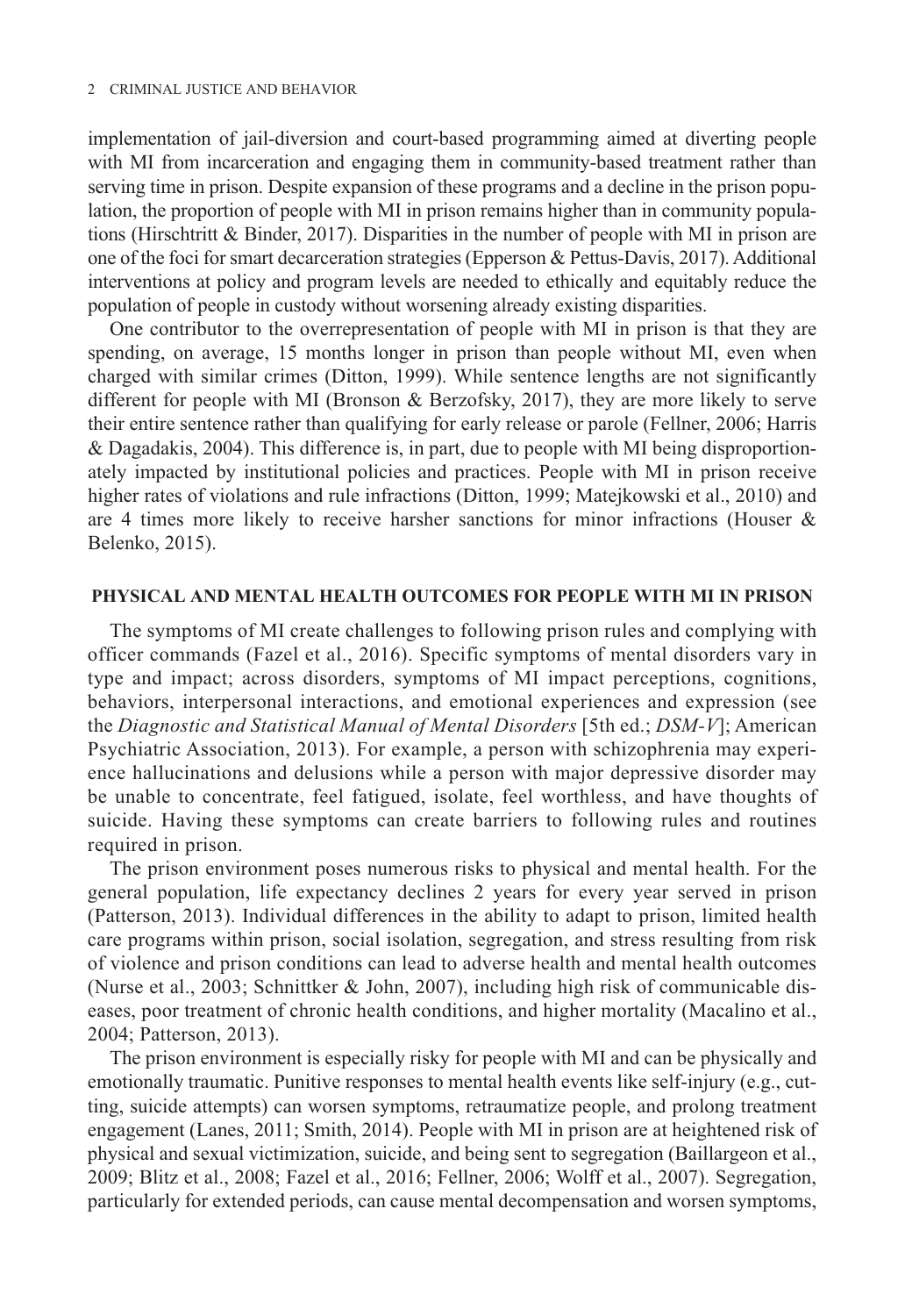implementation of jail-diversion and court-based programming aimed at diverting people with MI from incarceration and engaging them in community-based treatment rather than serving time in prison. Despite expansion of these programs and a decline in the prison population, the proportion of people with MI in prison remains higher than in community populations (Hirschtritt & Binder, 2017). Disparities in the number of people with MI in prison are one of the foci for smart decarceration strategies (Epperson & Pettus-Davis, 2017). Additional interventions at policy and program levels are needed to ethically and equitably reduce the population of people in custody without worsening already existing disparities.

One contributor to the overrepresentation of people with MI in prison is that they are spending, on average, 15 months longer in prison than people without MI, even when charged with similar crimes (Ditton, 1999). While sentence lengths are not significantly different for people with MI (Bronson & Berzofsky, 2017), they are more likely to serve their entire sentence rather than qualifying for early release or parole (Fellner, 2006; Harris & Dagadakis, 2004). This difference is, in part, due to people with MI being disproportionately impacted by institutional policies and practices. People with MI in prison receive higher rates of violations and rule infractions (Ditton, 1999; Matejkowski et al., 2010) and are 4 times more likely to receive harsher sanctions for minor infractions (Houser & Belenko, 2015).

## PHYSICAL AND MENTAL HEALTH OUTCOMES FOR PEOPLE WITH MI IN PRISON

The symptoms of MI create challenges to following prison rules and complying with officer commands (Fazel et al., 2016). Specific symptoms of mental disorders vary in type and impact; across disorders, symptoms of MI impact perceptions, cognitions, behaviors, interpersonal interactions, and emotional experiences and expression (see the *Diagnostic and Statistical Manual of Mental Disorders* [5th ed.; *DSM-V*]; American Psychiatric Association, 2013). For example, a person with schizophrenia may experience hallucinations and delusions while a person with major depressive disorder may be unable to concentrate, feel fatigued, isolate, feel worthless, and have thoughts of suicide. Having these symptoms can create barriers to following rules and routines required in prison.

The prison environment poses numerous risks to physical and mental health. For the general population, life expectancy declines 2 years for every year served in prison (Patterson, 2013). Individual differences in the ability to adapt to prison, limited health care programs within prison, social isolation, segregation, and stress resulting from risk of violence and prison conditions can lead to adverse health and mental health outcomes (Nurse et al., 2003; Schnittker & John, 2007), including high risk of communicable diseases, poor treatment of chronic health conditions, and higher mortality (Macalino et al., 2004; Patterson, 2013).

The prison environment is especially risky for people with MI and can be physically and emotionally traumatic. Punitive responses to mental health events like self-injury (e.g., cutting, suicide attempts) can worsen symptoms, retraumatize people, and prolong treatment engagement (Lanes, 2011; Smith, 2014). People with MI in prison are at heightened risk of physical and sexual victimization, suicide, and being sent to segregation (Baillargeon et al., 2009; Blitz et al., 2008; Fazel et al., 2016; Fellner, 2006; Wolff et al., 2007). Segregation, particularly for extended periods, can cause mental decompensation and worsen symptoms,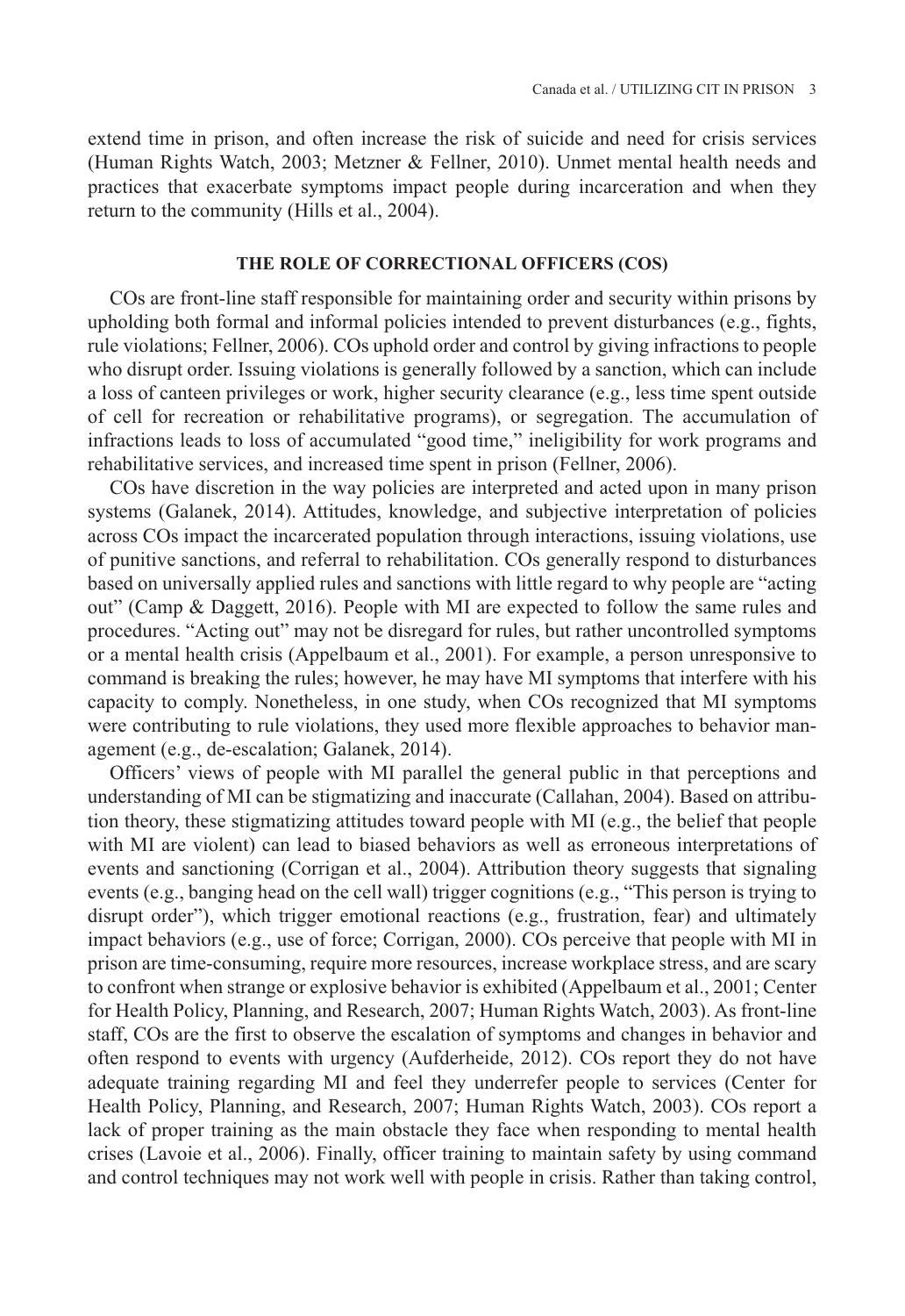extend time in prison, and often increase the risk of suicide and need for crisis services (Human Rights Watch, 2003; Metzner & Fellner, 2010). Unmet mental health needs and practices that exacerbate symptoms impact people during incarceration and when they return to the community (Hills et al., 2004).

## THE ROLE OF CORRECTIONAL OFFICERS (COS)

COs are front-line staff responsible for maintaining order and security within prisons by upholding both formal and informal policies intended to prevent disturbances (e.g., fights, rule violations; Fellner, 2006). COs uphold order and control by giving infractions to people who disrupt order. Issuing violations is generally followed by a sanction, which can include a loss of canteen privileges or work, higher security clearance (e.g., less time spent outside of cell for recreation or rehabilitative programs), or segregation. The accumulation of infractions leads to loss of accumulated "good time," ineligibility for work programs and rehabilitative services, and increased time spent in prison (Fellner, 2006).

COs have discretion in the way policies are interpreted and acted upon in many prison systems (Galanek, 2014). Attitudes, knowledge, and subjective interpretation of policies across COs impact the incarcerated population through interactions, issuing violations, use of punitive sanctions, and referral to rehabilitation. COs generally respond to disturbances based on universally applied rules and sanctions with little regard to why people are "acting out" (Camp & Daggett, 2016). People with MI are expected to follow the same rules and procedures. "Acting out" may not be disregard for rules, but rather uncontrolled symptoms or a mental health crisis (Appelbaum et al., 2001). For example, a person unresponsive to command is breaking the rules; however, he may have MI symptoms that interfere with his capacity to comply. Nonetheless, in one study, when COs recognized that MI symptoms were contributing to rule violations, they used more flexible approaches to behavior management (e.g., de-escalation; Galanek, 2014).

Officers' views of people with MI parallel the general public in that perceptions and understanding of MI can be stigmatizing and inaccurate (Callahan, 2004). Based on attribution theory, these stigmatizing attitudes toward people with MI (e.g., the belief that people with MI are violent) can lead to biased behaviors as well as erroneous interpretations of events and sanctioning (Corrigan et al., 2004). Attribution theory suggests that signaling events (e.g., banging head on the cell wall) trigger cognitions (e.g., "This person is trying to disrupt order"), which trigger emotional reactions (e.g., frustration, fear) and ultimately impact behaviors (e.g., use of force; Corrigan, 2000). COs perceive that people with MI in prison are time-consuming, require more resources, increase workplace stress, and are scary to confront when strange or explosive behavior is exhibited (Appelbaum et al., 2001; Center for Health Policy, Planning, and Research, 2007; Human Rights Watch, 2003). As front-line staff, COs are the first to observe the escalation of symptoms and changes in behavior and often respond to events with urgency (Aufderheide, 2012). COs report they do not have adequate training regarding MI and feel they underrefer people to services (Center for Health Policy, Planning, and Research, 2007; Human Rights Watch, 2003). COs report a lack of proper training as the main obstacle they face when responding to mental health crises (Lavoie et al., 2006). Finally, officer training to maintain safety by using command and control techniques may not work well with people in crisis. Rather than taking control,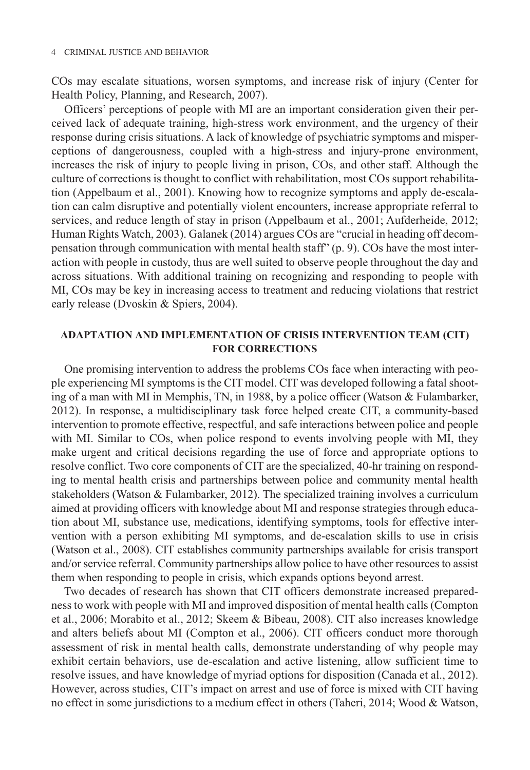COs may escalate situations, worsen symptoms, and increase risk of injury (Center for Health Policy, Planning, and Research, 2007).

Officers' perceptions of people with MI are an important consideration given their perceived lack of adequate training, high-stress work environment, and the urgency of their response during crisis situations. A lack of knowledge of psychiatric symptoms and misperceptions of dangerousness, coupled with a high-stress and injury-prone environment, increases the risk of injury to people living in prison, COs, and other staff. Although the culture of corrections is thought to conflict with rehabilitation, most COs support rehabilitation (Appelbaum et al., 2001). Knowing how to recognize symptoms and apply de-escalation can calm disruptive and potentially violent encounters, increase appropriate referral to services, and reduce length of stay in prison (Appelbaum et al., 2001; Aufderheide, 2012; Human Rights Watch, 2003). Galanek (2014) argues COs are "crucial in heading off decompensation through communication with mental health staff" (p. 9). COs have the most interaction with people in custody, thus are well suited to observe people throughout the day and across situations. With additional training on recognizing and responding to people with MI, COs may be key in increasing access to treatment and reducing violations that restrict early release (Dvoskin & Spiers, 2004).

## ADAPTATION AND IMPLEMENTATION OF CRISIS INTERVENTION TEAM (CIT) FOR CORRECTIONS

One promising intervention to address the problems COs face when interacting with people experiencing MI symptoms is the CIT model. CIT was developed following a fatal shooting of a man with MI in Memphis, TN, in 1988, by a police officer (Watson & Fulambarker, 2012). In response, a multidisciplinary task force helped create CIT, a community-based intervention to promote effective, respectful, and safe interactions between police and people with MI. Similar to COs, when police respond to events involving people with MI, they make urgent and critical decisions regarding the use of force and appropriate options to resolve conflict. Two core components of CIT are the specialized, 40-hr training on responding to mental health crisis and partnerships between police and community mental health stakeholders (Watson & Fulambarker, 2012). The specialized training involves a curriculum aimed at providing officers with knowledge about MI and response strategies through education about MI, substance use, medications, identifying symptoms, tools for effective intervention with a person exhibiting MI symptoms, and de-escalation skills to use in crisis (Watson et al., 2008). CIT establishes community partnerships available for crisis transport and/or service referral. Community partnerships allow police to have other resources to assist them when responding to people in crisis, which expands options beyond arrest.

Two decades of research has shown that CIT officers demonstrate increased preparedness to work with people with MI and improved disposition of mental health calls (Compton et al., 2006; Morabito et al., 2012; Skeem & Bibeau, 2008). CIT also increases knowledge and alters beliefs about MI (Compton et al., 2006). CIT officers conduct more thorough assessment of risk in mental health calls, demonstrate understanding of why people may exhibit certain behaviors, use de-escalation and active listening, allow sufficient time to resolve issues, and have knowledge of myriad options for disposition (Canada et al., 2012). However, across studies, CIT's impact on arrest and use of force is mixed with CIT having no effect in some jurisdictions to a medium effect in others (Taheri, 2014; Wood & Watson,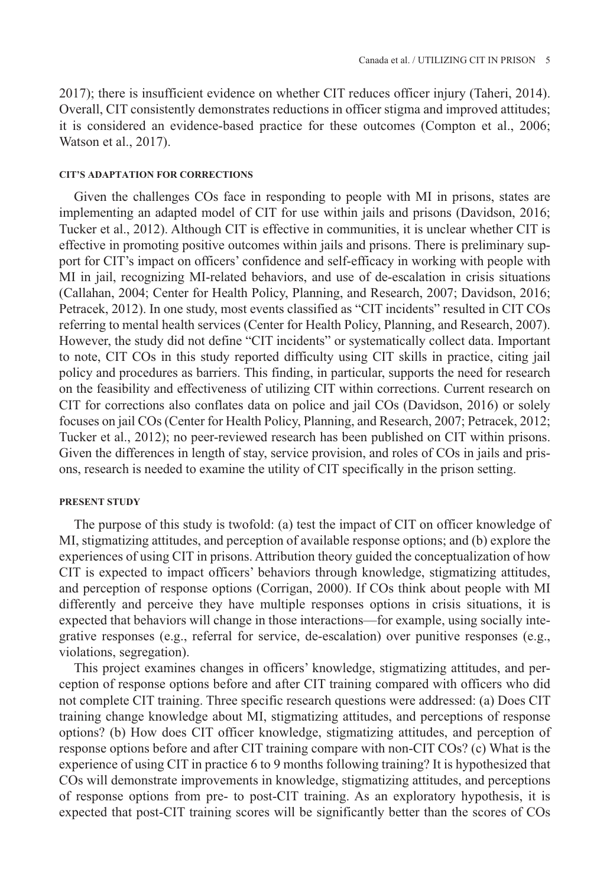2017); there is insufficient evidence on whether CIT reduces officer injury (Taheri, 2014). Overall, CIT consistently demonstrates reductions in officer stigma and improved attitudes; it is considered an evidence-based practice for these outcomes (Compton et al., 2006; Watson et al., 2017).

### CIT'S ADAPTATION FOR CORRECTIONS

Given the challenges COs face in responding to people with MI in prisons, states are implementing an adapted model of CIT for use within jails and prisons (Davidson, 2016; Tucker et al., 2012). Although CIT is effective in communities, it is unclear whether CIT is effective in promoting positive outcomes within jails and prisons. There is preliminary support for CIT's impact on officers' confidence and self-efficacy in working with people with MI in jail, recognizing MI-related behaviors, and use of de-escalation in crisis situations (Callahan, 2004; Center for Health Policy, Planning, and Research, 2007; Davidson, 2016; Petracek, 2012). In one study, most events classified as "CIT incidents" resulted in CIT COs referring to mental health services (Center for Health Policy, Planning, and Research, 2007). However, the study did not define "CIT incidents" or systematically collect data. Important to note, CIT COs in this study reported difficulty using CIT skills in practice, citing jail policy and procedures as barriers. This finding, in particular, supports the need for research on the feasibility and effectiveness of utilizing CIT within corrections. Current research on CIT for corrections also conflates data on police and jail COs (Davidson, 2016) or solely focuses on jail COs (Center for Health Policy, Planning, and Research, 2007; Petracek, 2012; Tucker et al., 2012); no peer-reviewed research has been published on CIT within prisons. Given the differences in length of stay, service provision, and roles of COs in jails and prisons, research is needed to examine the utility of CIT specifically in the prison setting.

### PRESENT STUDY

The purpose of this study is twofold: (a) test the impact of CIT on officer knowledge of MI, stigmatizing attitudes, and perception of available response options; and (b) explore the experiences of using CIT in prisons. Attribution theory guided the conceptualization of how CIT is expected to impact officers' behaviors through knowledge, stigmatizing attitudes, and perception of response options (Corrigan, 2000). If COs think about people with MI differently and perceive they have multiple responses options in crisis situations, it is expected that behaviors will change in those interactions—for example, using socially integrative responses (e.g., referral for service, de-escalation) over punitive responses (e.g., violations, segregation).

This project examines changes in officers' knowledge, stigmatizing attitudes, and perception of response options before and after CIT training compared with officers who did not complete CIT training. Three specific research questions were addressed: (a) Does CIT training change knowledge about MI, stigmatizing attitudes, and perceptions of response options? (b) How does CIT officer knowledge, stigmatizing attitudes, and perception of response options before and after CIT training compare with non-CIT COs? (c) What is the experience of using CIT in practice 6 to 9 months following training? It is hypothesized that COs will demonstrate improvements in knowledge, stigmatizing attitudes, and perceptions of response options from pre- to post-CIT training. As an exploratory hypothesis, it is expected that post-CIT training scores will be significantly better than the scores of COs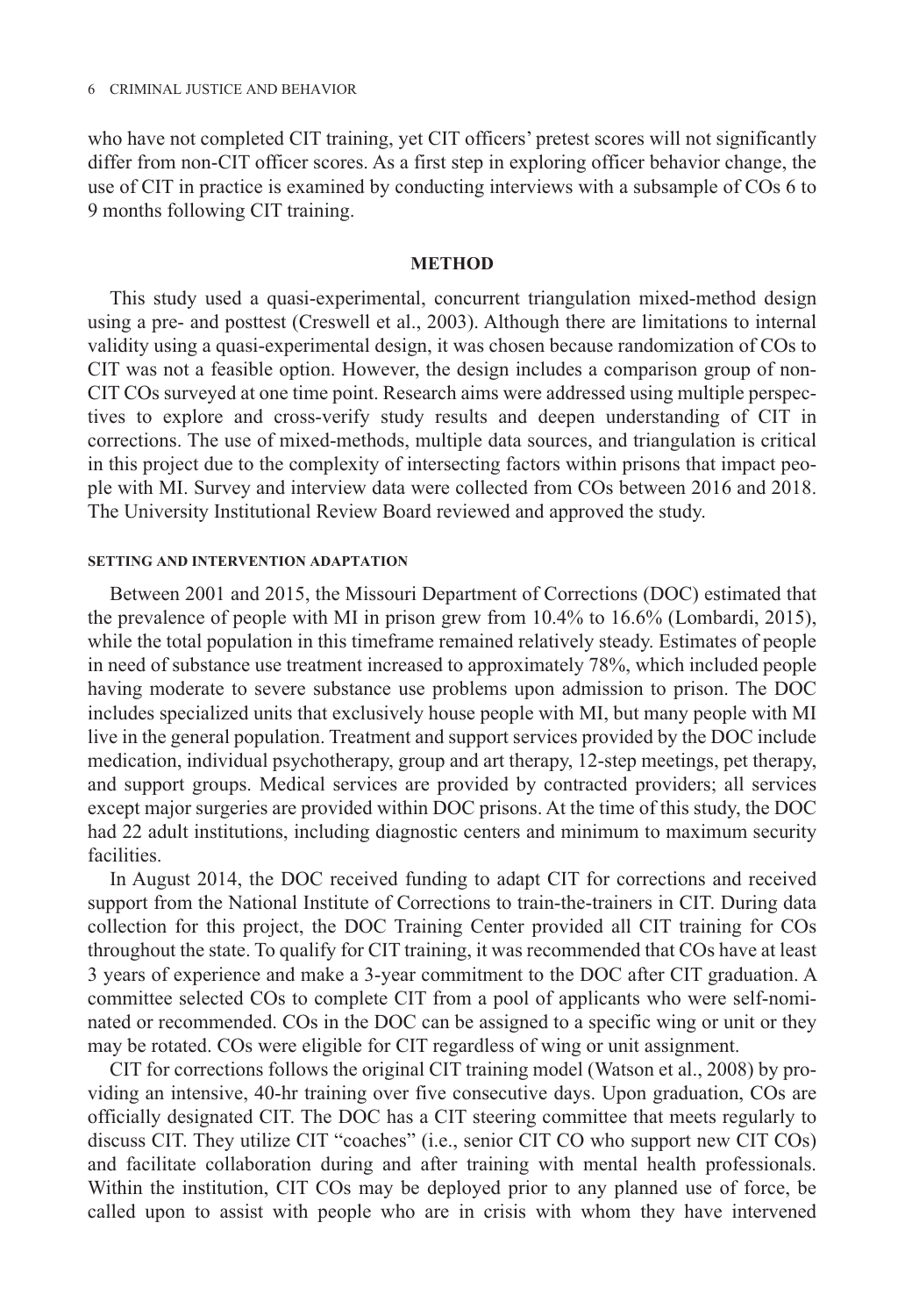who have not completed CIT training, yet CIT officers' pretest scores will not significantly differ from non-CIT officer scores. As a first step in exploring officer behavior change, the use of CIT in practice is examined by conducting interviews with a subsample of COs 6 to 9 months following CIT training.

## METHOD

This study used a quasi-experimental, concurrent triangulation mixed-method design using a pre- and posttest (Creswell et al., 2003). Although there are limitations to internal validity using a quasi-experimental design, it was chosen because randomization of COs to CIT was not a feasible option. However, the design includes a comparison group of non-CIT COs surveyed at one time point. Research aims were addressed using multiple perspectives to explore and cross-verify study results and deepen understanding of CIT in corrections. The use of mixed-methods, multiple data sources, and triangulation is critical in this project due to the complexity of intersecting factors within prisons that impact people with MI. Survey and interview data were collected from COs between 2016 and 2018. The University Institutional Review Board reviewed and approved the study.

### SETTING AND INTERVENTION ADAPTATION

Between 2001 and 2015, the Missouri Department of Corrections (DOC) estimated that the prevalence of people with MI in prison grew from 10.4% to 16.6% (Lombardi, 2015), while the total population in this timeframe remained relatively steady. Estimates of people in need of substance use treatment increased to approximately 78%, which included people having moderate to severe substance use problems upon admission to prison. The DOC includes specialized units that exclusively house people with MI, but many people with MI live in the general population. Treatment and support services provided by the DOC include medication, individual psychotherapy, group and art therapy, 12-step meetings, pet therapy, and support groups. Medical services are provided by contracted providers; all services except major surgeries are provided within DOC prisons. At the time of this study, the DOC had 22 adult institutions, including diagnostic centers and minimum to maximum security facilities.

In August 2014, the DOC received funding to adapt CIT for corrections and received support from the National Institute of Corrections to train-the-trainers in CIT. During data collection for this project, the DOC Training Center provided all CIT training for COs throughout the state. To qualify for CIT training, it was recommended that COs have at least 3 years of experience and make a 3-year commitment to the DOC after CIT graduation. A committee selected COs to complete CIT from a pool of applicants who were self-nominated or recommended. COs in the DOC can be assigned to a specific wing or unit or they may be rotated. COs were eligible for CIT regardless of wing or unit assignment.

CIT for corrections follows the original CIT training model (Watson et al., 2008) by providing an intensive, 40-hr training over five consecutive days. Upon graduation, COs are officially designated CIT. The DOC has a CIT steering committee that meets regularly to discuss CIT. They utilize CIT "coaches" (i.e., senior CIT CO who support new CIT COs) and facilitate collaboration during and after training with mental health professionals. Within the institution, CIT COs may be deployed prior to any planned use of force, be called upon to assist with people who are in crisis with whom they have intervened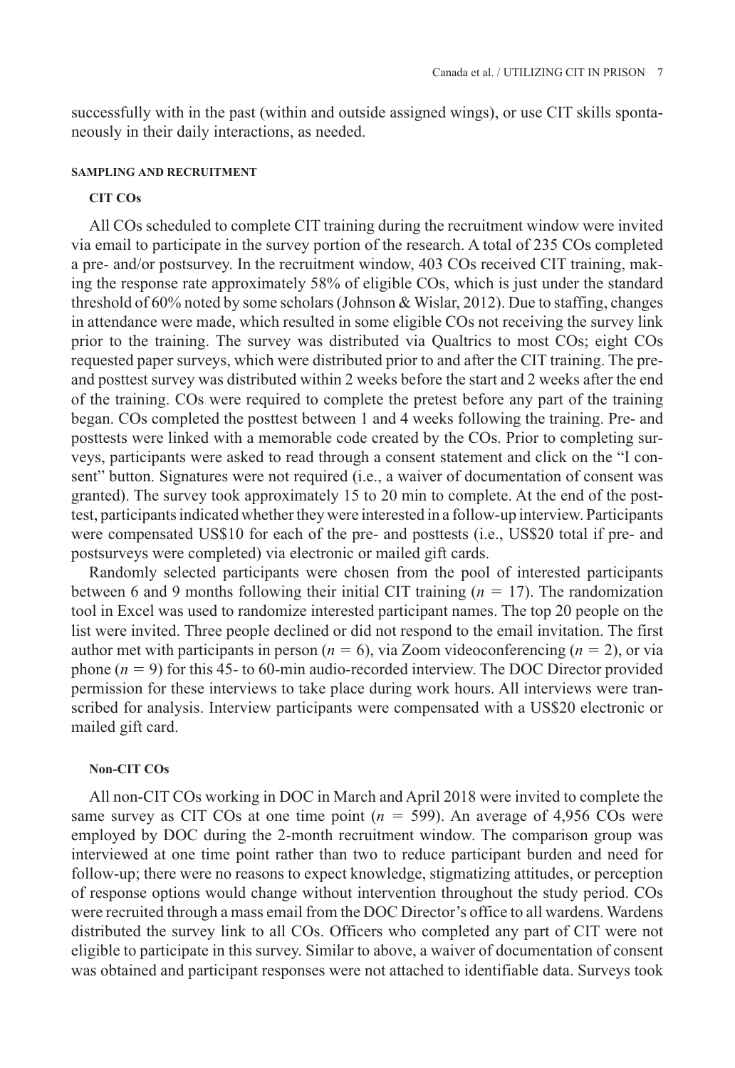successfully with in the past (within and outside assigned wings), or use CIT skills spontaneously in their daily interactions, as needed.

### SAMPLING AND RECRUITMENT

#### CIT COs

All COs scheduled to complete CIT training during the recruitment window were invited via email to participate in the survey portion of the research. A total of 235 COs completed a pre- and/or postsurvey. In the recruitment window, 403 COs received CIT training, making the response rate approximately 58% of eligible COs, which is just under the standard threshold of 60% noted by some scholars (Johnson & Wislar, 2012). Due to staffing, changes in attendance were made, which resulted in some eligible COs not receiving the survey link prior to the training. The survey was distributed via Qualtrics to most COs; eight COs requested paper surveys, which were distributed prior to and after the CIT training. The pre- and posttest survey was distributed within 2 weeks before the start and 2 weeks after the end of the training. COs were required to complete the pretest before any part of the training began. COs completed the posttest between 1 and 4 weeks following the training. Pre- and posttests were linked with a memorable code created by the COs. Prior to completing surveys, participants were asked to read through a consent statement and click on the "I consent" button. Signatures were not required (i.e., a waiver of documentation of consent was granted). The survey took approximately 15 to 20 min to complete. At the end of the posttest, participants indicated whether they were interested in a follow-up interview. Participants were compensated US$10 for each of the pre- and posttests (i.e., US$20 total if pre- and postsurveys were completed) via electronic or mailed gift cards.

Randomly selected participants were chosen from the pool of interested participants between 6 and 9 months following their initial CIT training ($n$ = 17). The randomization tool in Excel was used to randomize interested participant names. The top 20 people on the list were invited. Three people declined or did not respond to the email invitation. The first author met with participants in person ($n$ = 6), via Zoom videoconferencing ($n$ = 2), or via phone ($n$ = 9) for this 45- to 60-min audio-recorded interview. The DOC Director provided permission for these interviews to take place during work hours. All interviews were transcribed for analysis. Interview participants were compensated with a US$20 electronic or mailed gift card.

#### Non-CIT COs

All non-CIT COs working in DOC in March and April 2018 were invited to complete the same survey as CIT COs at one time point ($n$ = 599). An average of 4,956 COs were employed by DOC during the 2-month recruitment window. The comparison group was interviewed at one time point rather than two to reduce participant burden and need for follow-up; there were no reasons to expect knowledge, stigmatizing attitudes, or perception of response options would change without intervention throughout the study period. COs were recruited through a mass email from the DOC Director's office to all wardens. Wardens distributed the survey link to all COs. Officers who completed any part of CIT were not eligible to participate in this survey. Similar to above, a waiver of documentation of consent was obtained and participant responses were not attached to identifiable data. Surveys took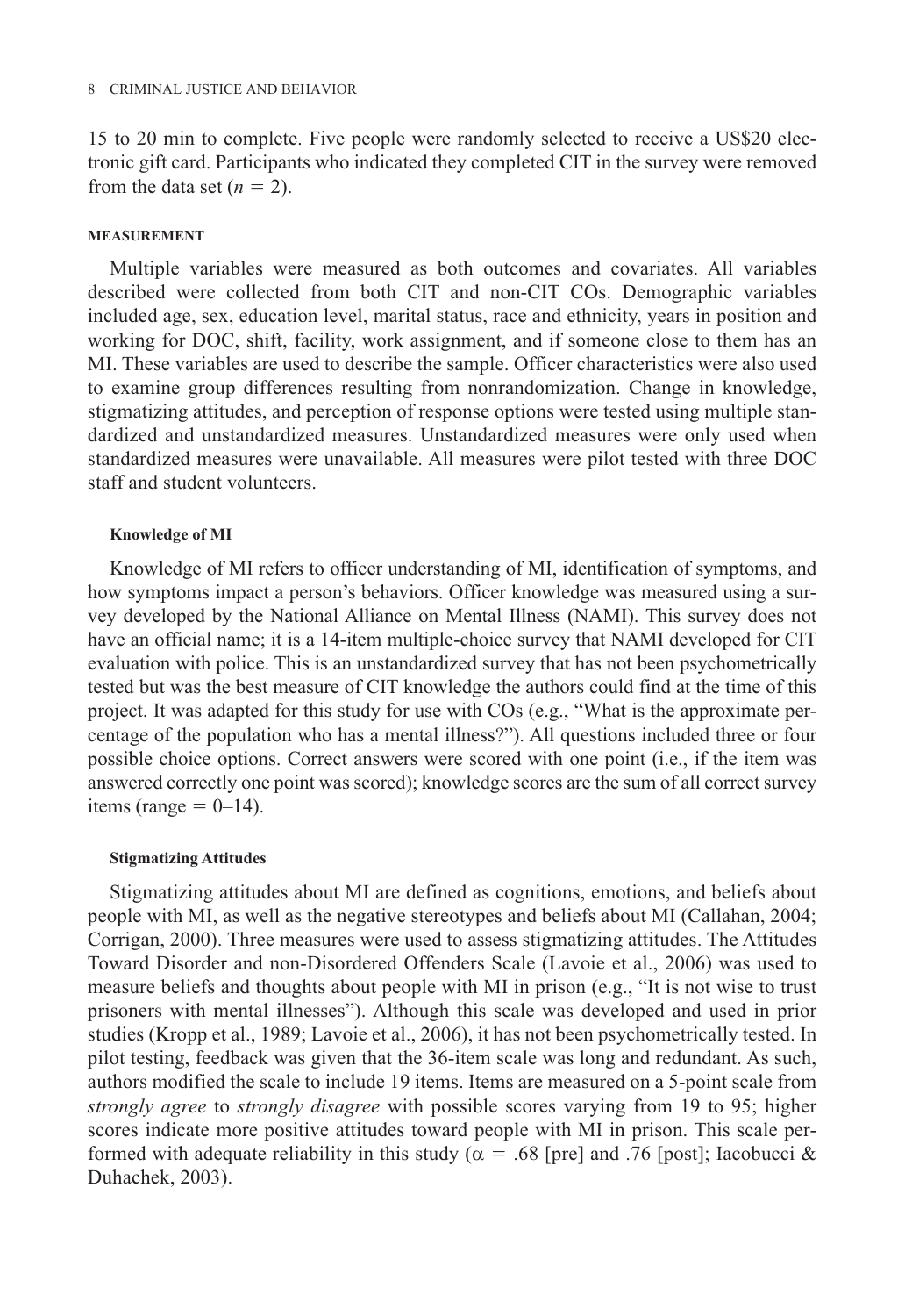15 to 20 min to complete. Five people were randomly selected to receive a US$20 electronic gift card. Participants who indicated they completed CIT in the survey were removed from the data set ($n = 2$).

## MEASUREMENT

Multiple variables were measured as both outcomes and covariates. All variables described were collected from both CIT and non-CIT COs. Demographic variables included age, sex, education level, marital status, race and ethnicity, years in position and working for DOC, shift, facility, work assignment, and if someone close to them has an MI. These variables are used to describe the sample. Officer characteristics were also used to examine group differences resulting from nonrandomization. Change in knowledge, stigmatizing attitudes, and perception of response options were tested using multiple standardized and unstandardized measures. Unstandardized measures were only used when standardized measures were unavailable. All measures were pilot tested with three DOC staff and student volunteers.

### Knowledge of MI

Knowledge of MI refers to officer understanding of MI, identification of symptoms, and how symptoms impact a person's behaviors. Officer knowledge was measured using a survey developed by the National Alliance on Mental Illness (NAMI). This survey does not have an official name; it is a 14-item multiple-choice survey that NAMI developed for CIT evaluation with police. This is an unstandardized survey that has not been psychometrically tested but was the best measure of CIT knowledge the authors could find at the time of this project. It was adapted for this study for use with COs (e.g., "What is the approximate percentage of the population who has a mental illness?"). All questions included three or four possible choice options. Correct answers were scored with one point (i.e., if the item was answered correctly one point was scored); knowledge scores are the sum of all correct survey items (range = 0–14).

### Stigmatizing Attitudes

Stigmatizing attitudes about MI are defined as cognitions, emotions, and beliefs about people with MI, as well as the negative stereotypes and beliefs about MI (Callahan, 2004; Corrigan, 2000). Three measures were used to assess stigmatizing attitudes. The Attitudes Toward Disorder and non-Disordered Offenders Scale (Lavoie et al., 2006) was used to measure beliefs and thoughts about people with MI in prison (e.g., "It is not wise to trust prisoners with mental illnesses"). Although this scale was developed and used in prior studies (Kropp et al., 1989; Lavoie et al., 2006), it has not been psychometrically tested. In pilot testing, feedback was given that the 36-item scale was long and redundant. As such, authors modified the scale to include 19 items. Items are measured on a 5-point scale from *strongly agree* to *strongly disagree* with possible scores varying from 19 to 95; higher scores indicate more positive attitudes toward people with MI in prison. This scale performed with adequate reliability in this study ($\alpha = .68$ [pre] and .76 [post]; Iacobucci & Duhachek, 2003).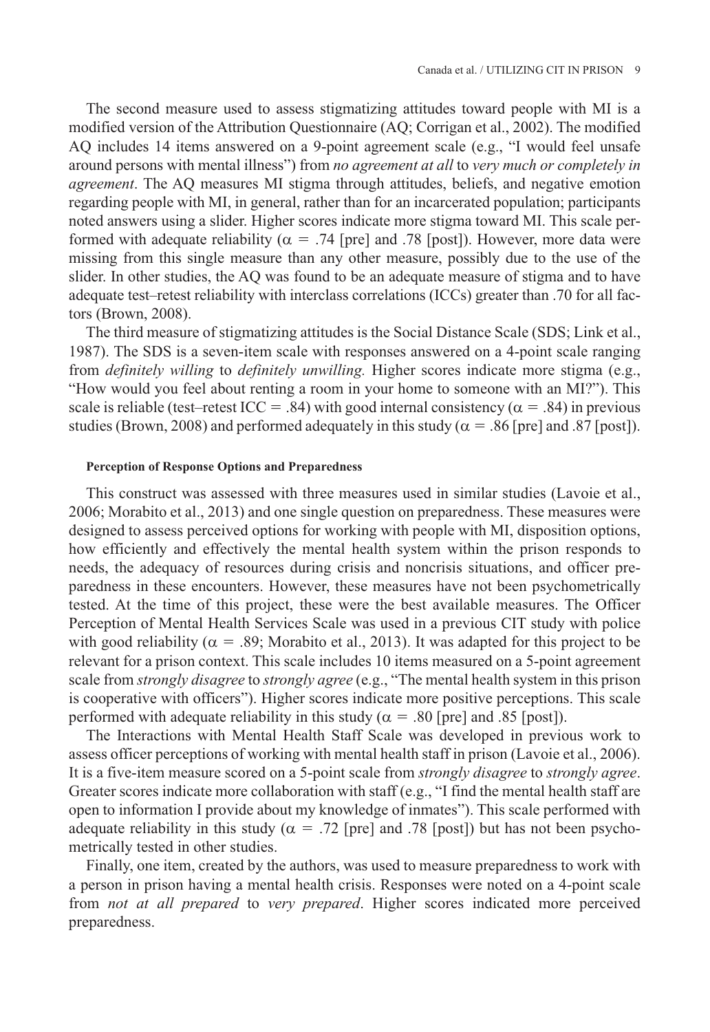The second measure used to assess stigmatizing attitudes toward people with MI is a modified version of the Attribution Questionnaire (AQ; Corrigan et al., 2002). The modified AQ includes 14 items answered on a 9-point agreement scale (e.g., "I would feel unsafe around persons with mental illness") from *no agreement at all* to *very much or completely in agreement*. The AQ measures MI stigma through attitudes, beliefs, and negative emotion regarding people with MI, in general, rather than for an incarcerated population; participants noted answers using a slider. Higher scores indicate more stigma toward MI. This scale performed with adequate reliability ($\alpha = .74$ [pre] and .78 [post]). However, more data were missing from this single measure than any other measure, possibly due to the use of the slider. In other studies, the AQ was found to be an adequate measure of stigma and to have adequate test–retest reliability with interclass correlations (ICCs) greater than .70 for all factors (Brown, 2008).

The third measure of stigmatizing attitudes is the Social Distance Scale (SDS; Link et al., 1987). The SDS is a seven-item scale with responses answered on a 4-point scale ranging from *definitely willing* to *definitely unwilling.* Higher scores indicate more stigma (e.g., "How would you feel about renting a room in your home to someone with an MI?"). This scale is reliable (test–retest ICC = .84) with good internal consistency ($\alpha = .84$) in previous studies (Brown, 2008) and performed adequately in this study ($\alpha = .86$ [pre] and .87 [post]).

#### Perception of Response Options and Preparedness

This construct was assessed with three measures used in similar studies (Lavoie et al., 2006; Morabito et al., 2013) and one single question on preparedness. These measures were designed to assess perceived options for working with people with MI, disposition options, how efficiently and effectively the mental health system within the prison responds to needs, the adequacy of resources during crisis and noncrisis situations, and officer preparedness in these encounters. However, these measures have not been psychometrically tested. At the time of this project, these were the best available measures. The Officer Perception of Mental Health Services Scale was used in a previous CIT study with police with good reliability ($\alpha = .89$; Morabito et al., 2013). It was adapted for this project to be relevant for a prison context. This scale includes 10 items measured on a 5-point agreement scale from *strongly disagree* to *strongly agree* (e.g., "The mental health system in this prison is cooperative with officers"). Higher scores indicate more positive perceptions. This scale performed with adequate reliability in this study ($\alpha = .80$ [pre] and .85 [post]).

The Interactions with Mental Health Staff Scale was developed in previous work to assess officer perceptions of working with mental health staff in prison (Lavoie et al., 2006). It is a five-item measure scored on a 5-point scale from *strongly disagree* to *strongly agree*. Greater scores indicate more collaboration with staff (e.g., "I find the mental health staff are open to information I provide about my knowledge of inmates"). This scale performed with adequate reliability in this study ($\alpha = .72$ [pre] and .78 [post]) but has not been psychometrically tested in other studies.

Finally, one item, created by the authors, was used to measure preparedness to work with a person in prison having a mental health crisis. Responses were noted on a 4-point scale from *not at all prepared* to *very prepared*. Higher scores indicated more perceived preparedness.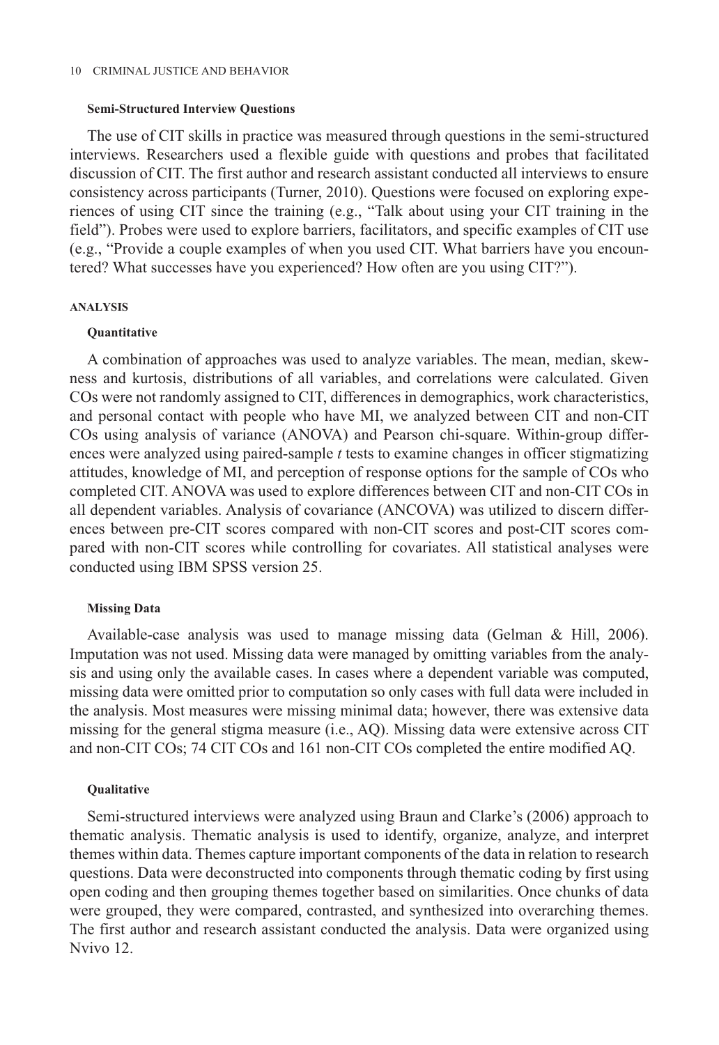#### Semi-Structured Interview Questions

The use of CIT skills in practice was measured through questions in the semi-structured interviews. Researchers used a flexible guide with questions and probes that facilitated discussion of CIT. The first author and research assistant conducted all interviews to ensure consistency across participants (Turner, 2010). Questions were focused on exploring experiences of using CIT since the training (e.g., "Talk about using your CIT training in the field"). Probes were used to explore barriers, facilitators, and specific examples of CIT use (e.g., "Provide a couple examples of when you used CIT. What barriers have you encountered? What successes have you experienced? How often are you using CIT?").

### ANALYSIS

#### Quantitative

A combination of approaches was used to analyze variables. The mean, median, skewness and kurtosis, distributions of all variables, and correlations were calculated. Given COs were not randomly assigned to CIT, differences in demographics, work characteristics, and personal contact with people who have MI, we analyzed between CIT and non-CIT COs using analysis of variance (ANOVA) and Pearson chi-square. Within-group differences were analyzed using paired-sample *t* tests to examine changes in officer stigmatizing attitudes, knowledge of MI, and perception of response options for the sample of COs who completed CIT. ANOVA was used to explore differences between CIT and non-CIT COs in all dependent variables. Analysis of covariance (ANCOVA) was utilized to discern differences between pre-CIT scores compared with non-CIT scores and post-CIT scores compared with non-CIT scores while controlling for covariates. All statistical analyses were conducted using IBM SPSS version 25.

#### Missing Data

Available-case analysis was used to manage missing data (Gelman & Hill, 2006). Imputation was not used. Missing data were managed by omitting variables from the analysis and using only the available cases. In cases where a dependent variable was computed, missing data were omitted prior to computation so only cases with full data were included in the analysis. Most measures were missing minimal data; however, there was extensive data missing for the general stigma measure (i.e., AQ). Missing data were extensive across CIT and non-CIT COs; 74 CIT COs and 161 non-CIT COs completed the entire modified AQ.

#### Qualitative

Semi-structured interviews were analyzed using Braun and Clarke's (2006) approach to thematic analysis. Thematic analysis is used to identify, organize, analyze, and interpret themes within data. Themes capture important components of the data in relation to research questions. Data were deconstructed into components through thematic coding by first using open coding and then grouping themes together based on similarities. Once chunks of data were grouped, they were compared, contrasted, and synthesized into overarching themes. The first author and research assistant conducted the analysis. Data were organized using Nvivo 12.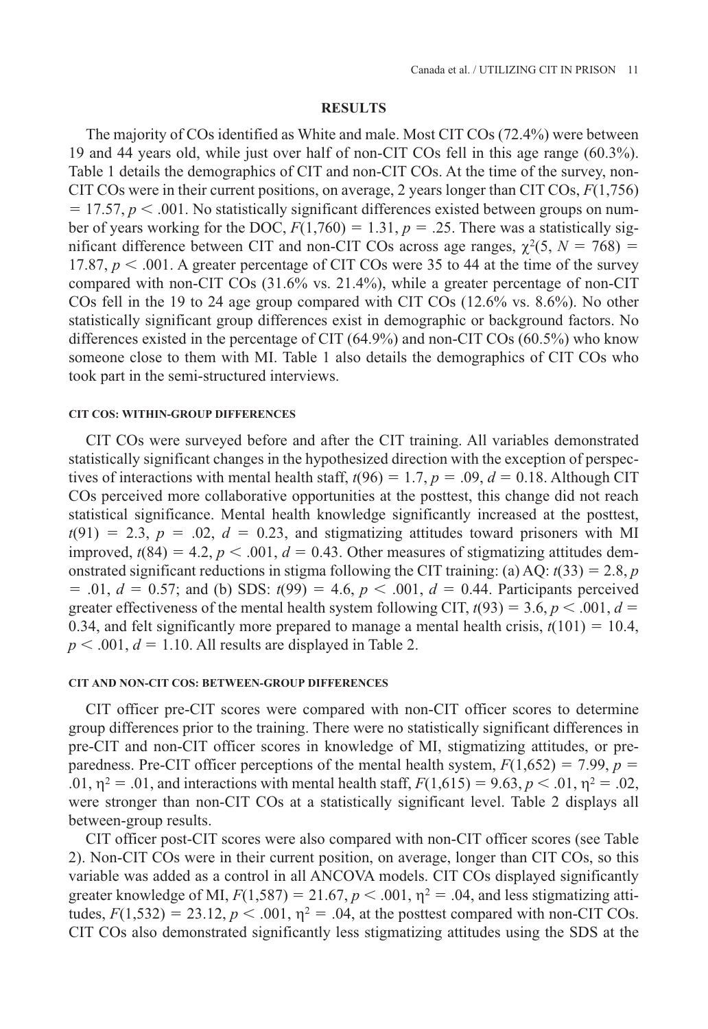## RESULTS

The majority of COs identified as White and male. Most CIT COs (72.4%) were between 19 and 44 years old, while just over half of non-CIT COs fell in this age range (60.3%). Table 1 details the demographics of CIT and non-CIT COs. At the time of the survey, non-CIT COs were in their current positions, on average, 2 years longer than CIT COs, $F(1,756) = 17.57$, $p < .001$. No statistically significant differences existed between groups on number of years working for the DOC, $F(1,760) = 1.31$, $p = .25$. There was a statistically significant difference between CIT and non-CIT COs across age ranges, $\chi^2(5, N = 768) = 17.87$, $p < .001$. A greater percentage of CIT COs were 35 to 44 at the time of the survey compared with non-CIT COs (31.6% vs. 21.4%), while a greater percentage of non-CIT COs fell in the 19 to 24 age group compared with CIT COs (12.6% vs. 8.6%). No other statistically significant group differences exist in demographic or background factors. No differences existed in the percentage of CIT (64.9%) and non-CIT COs (60.5%) who know someone close to them with MI. Table 1 also details the demographics of CIT COs who took part in the semi-structured interviews.

### CIT COS: WITHIN-GROUP DIFFERENCES

CIT COs were surveyed before and after the CIT training. All variables demonstrated statistically significant changes in the hypothesized direction with the exception of perspectives of interactions with mental health staff, $t(96) = 1.7$, $p = .09$, $d = 0.18$. Although CIT COs perceived more collaborative opportunities at the posttest, this change did not reach statistical significance. Mental health knowledge significantly increased at the posttest, $t(91) = 2.3$, $p = .02$, $d = 0.23$, and stigmatizing attitudes toward prisoners with MI improved, $t(84) = 4.2$, $p < .001$, $d = 0.43$. Other measures of stigmatizing attitudes demonstrated significant reductions in stigma following the CIT training: (a) AQ: $t(33) = 2.8$, $p = .01$, $d = 0.57$; and (b) SDS: $t(99) = 4.6$, $p < .001$, $d = 0.44$. Participants perceived greater effectiveness of the mental health system following CIT, $t(93) = 3.6$, $p < .001$, $d = 0.34$, and felt significantly more prepared to manage a mental health crisis, $t(101) = 10.4$, $p < .001$, $d = 1.10$. All results are displayed in Table 2.

### CIT AND NON-CIT COS: BETWEEN-GROUP DIFFERENCES

CIT officer pre-CIT scores were compared with non-CIT officer scores to determine group differences prior to the training. There were no statistically significant differences in pre-CIT and non-CIT officer scores in knowledge of MI, stigmatizing attitudes, or preparedness. Pre-CIT officer perceptions of the mental health system, $F(1,652) = 7.99$, $p = .01$, $\eta^2 = .01$, and interactions with mental health staff, $F(1,615) = 9.63$, $p < .01$, $\eta^2 = .02$, were stronger than non-CIT COs at a statistically significant level. Table 2 displays all between-group results.

CIT officer post-CIT scores were also compared with non-CIT officer scores (see Table 2). Non-CIT COs were in their current position, on average, longer than CIT COs, so this variable was added as a control in all ANCOVA models. CIT COs displayed significantly greater knowledge of MI, $F(1,587) = 21.67$, $p < .001$, $\eta^2 = .04$, and less stigmatizing attitudes, $F(1,532) = 23.12$, $p < .001$, $\eta^2 = .04$, at the posttest compared with non-CIT COs. CIT COs also demonstrated significantly less stigmatizing attitudes using the SDS at the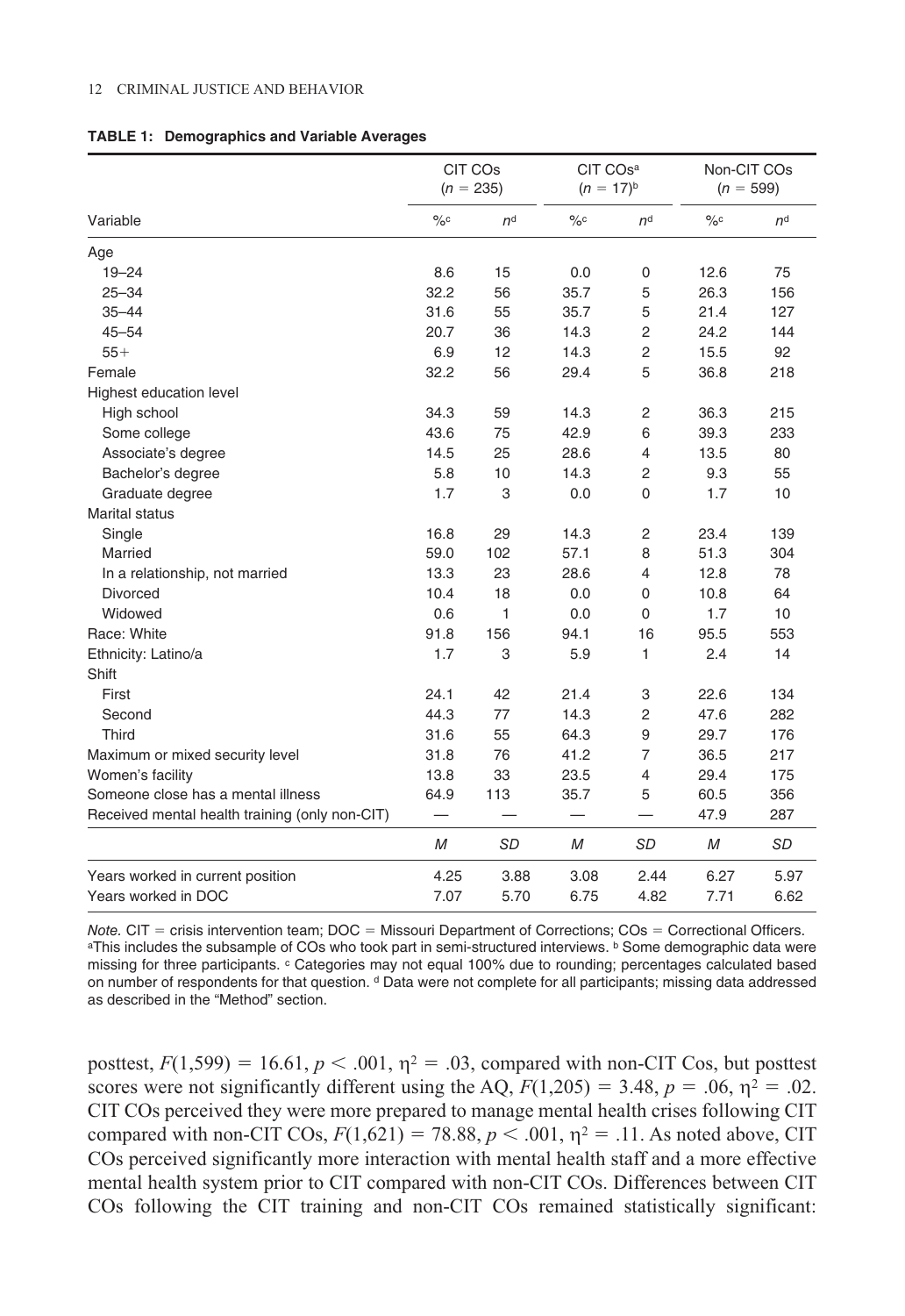**TABLE 1: Demographics and Variable Averages**

| Variable | CIT COs ($n$ = 235) | | CIT COs[a] ($n$ = 17)[b] | | Non-CIT COs ($n$ = 599) | |
|---|---|---|---|---|---|---|
| | %[c] | $n$[d] | %[c] | $n$[d] | %[c] | $n$[d] |
| Age | | | | | | |
| 19–24 | 8.6 | 15 | 0.0 | 0 | 12.6 | 75 |
| 25–34 | 32.2 | 56 | 35.7 | 5 | 26.3 | 156 |
| 35–44 | 31.6 | 55 | 35.7 | 5 | 21.4 | 127 |
| 45–54 | 20.7 | 36 | 14.3 | 2 | 24.2 | 144 |
| 55+ | 6.9 | 12 | 14.3 | 2 | 15.5 | 92 |
| Female | 32.2 | 56 | 29.4 | 5 | 36.8 | 218 |
| Highest education level | | | | | | |
| High school | 34.3 | 59 | 14.3 | 2 | 36.3 | 215 |
| Some college | 43.6 | 75 | 42.9 | 6 | 39.3 | 233 |
| Associate's degree | 14.5 | 25 | 28.6 | 4 | 13.5 | 80 |
| Bachelor's degree | 5.8 | 10 | 14.3 | 2 | 9.3 | 55 |
| Graduate degree | 1.7 | 3 | 0.0 | 0 | 1.7 | 10 |
| Marital status | | | | | | |
| Single | 16.8 | 29 | 14.3 | 2 | 23.4 | 139 |
| Married | 59.0 | 102 | 57.1 | 8 | 51.3 | 304 |
| In a relationship, not married | 13.3 | 23 | 28.6 | 4 | 12.8 | 78 |
| Divorced | 10.4 | 18 | 0.0 | 0 | 10.8 | 64 |
| Widowed | 0.6 | 1 | 0.0 | 0 | 1.7 | 10 |
| Race: White | 91.8 | 156 | 94.1 | 16 | 95.5 | 553 |
| Ethnicity: Latino/a | 1.7 | 3 | 5.9 | 1 | 2.4 | 14 |
| Shift | | | | | | |
| First | 24.1 | 42 | 21.4 | 3 | 22.6 | 134 |
| Second | 44.3 | 77 | 14.3 | 2 | 47.6 | 282 |
| Third | 31.6 | 55 | 64.3 | 9 | 29.7 | 176 |
| Maximum or mixed security level | 31.8 | 76 | 41.2 | 7 | 36.5 | 217 |
| Women's facility | 13.8 | 33 | 23.5 | 4 | 29.4 | 175 |
| Someone close has a mental illness | 64.9 | 113 | 35.7 | 5 | 60.5 | 356 |
| Received mental health training (only non-CIT) | — | — | — | — | 47.9 | 287 |
| | $M$ | $SD$ | $M$ | $SD$ | $M$ | $SD$ |
| Years worked in current position | 4.25 | 3.88 | 3.08 | 2.44 | 6.27 | 5.97 |
| Years worked in DOC | 7.07 | 5.70 | 6.75 | 4.82 | 7.71 | 6.62 |

*Note.* CIT = crisis intervention team; DOC = Missouri Department of Corrections; COs = Correctional Officers. [a]This includes the subsample of COs who took part in semi-structured interviews. [b] Some demographic data were missing for three participants. [c] Categories may not equal 100% due to rounding; percentages calculated based on number of respondents for that question. [d] Data were not complete for all participants; missing data addressed as described in the "Method" section.

posttest, $F(1,599) = 16.61$, $p < .001$, $\eta^2 = .03$, compared with non-CIT Cos, but posttest scores were not significantly different using the AQ, $F(1,205) = 3.48$, $p = .06$, $\eta^2 = .02$. CIT COs perceived they were more prepared to manage mental health crises following CIT compared with non-CIT COs, $F(1,621) = 78.88$, $p < .001$, $\eta^2 = .11$. As noted above, CIT COs perceived significantly more interaction with mental health staff and a more effective mental health system prior to CIT compared with non-CIT COs. Differences between CIT COs following the CIT training and non-CIT COs remained statistically significant: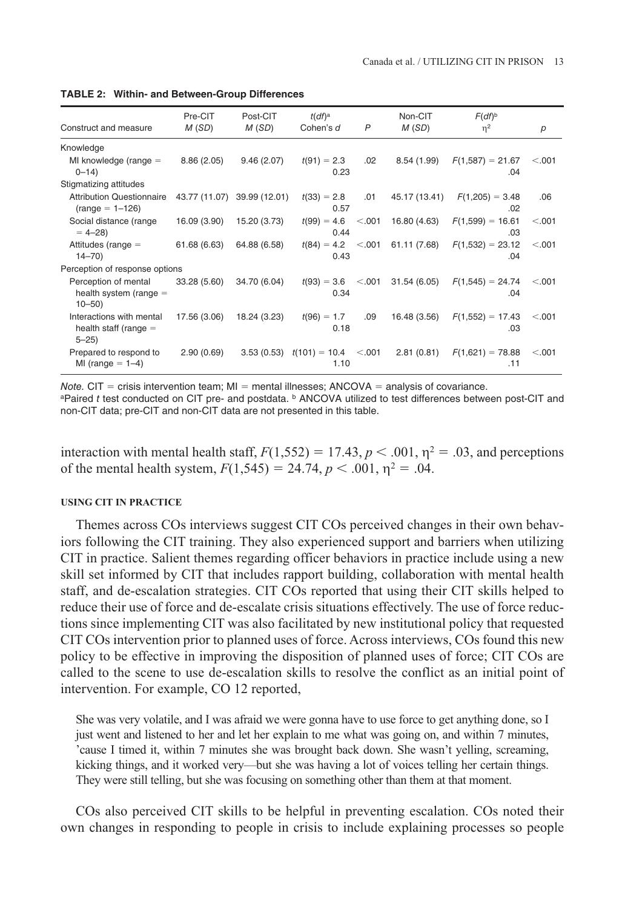**TABLE 2: Within- and Between-Group Differences**

| Construct and measure | Pre-CIT $M$ ($SD$) | Post-CIT $M$ ($SD$) | $t(df)$[a] Cohen's $d$ | $P$ | Non-CIT $M$ ($SD$) | $F(df)$[b] $\eta^2$ | $p$ |
|---|---|---|---|---|---|---|---|
| Knowledge | | | | | | | |
| MI knowledge (range = 0–14) | 8.86 (2.05) | 9.46 (2.07) | $t(91) = 2.3$ 0.23 | .02 | 8.54 (1.99) | $F(1,587) = 21.67$ .04 | <.001 |
| Stigmatizing attitudes | | | | | | | |
| Attribution Questionnaire (range = 1–126) | 43.77 (11.07) | 39.99 (12.01) | $t(33) = 2.8$ 0.57 | .01 | 45.17 (13.41) | $F(1,205) = 3.48$ .02 | .06 |
| Social distance (range = 4–28) | 16.09 (3.90) | 15.20 (3.73) | $t(99) = 4.6$ 0.44 | <.001 | 16.80 (4.63) | $F(1,599) = 16.61$ .03 | <.001 |
| Attitudes (range = 14–70) | 61.68 (6.63) | 64.88 (6.58) | $t(84) = 4.2$ 0.43 | <.001 | 61.11 (7.68) | $F(1,532) = 23.12$ .04 | <.001 |
| Perception of response options | | | | | | | |
| Perception of mental health system (range = 10–50) | 33.28 (5.60) | 34.70 (6.04) | $t(93) = 3.6$ 0.34 | <.001 | 31.54 (6.05) | $F(1,545) = 24.74$ .04 | <.001 |
| Interactions with mental health staff (range = 5–25) | 17.56 (3.06) | 18.24 (3.23) | $t(96) = 1.7$ 0.18 | .09 | 16.48 (3.56) | $F(1,552) = 17.43$ .03 | <.001 |
| Prepared to respond to MI (range = 1–4) | 2.90 (0.69) | 3.53 (0.53) | $t(101) = 10.4$ 1.10 | <.001 | 2.81 (0.81) | $F(1,621) = 78.88$ .11 | <.001 |

*Note.* CIT = crisis intervention team; MI = mental illnesses; ANCOVA = analysis of covariance.
[a]Paired *t* test conducted on CIT pre- and postdata. [b] ANCOVA utilized to test differences between post-CIT and non-CIT data; pre-CIT and non-CIT data are not presented in this table.

interaction with mental health staff, $F(1,552) = 17.43$, $p < .001$, $\eta^2 = .03$, and perceptions of the mental health system, $F(1,545) = 24.74$, $p < .001$, $\eta^2 = .04$.

#### USING CIT IN PRACTICE

Themes across COs interviews suggest CIT COs perceived changes in their own behaviors following the CIT training. They also experienced support and barriers when utilizing CIT in practice. Salient themes regarding officer behaviors in practice include using a new skill set informed by CIT that includes rapport building, collaboration with mental health staff, and de-escalation strategies. CIT COs reported that using their CIT skills helped to reduce their use of force and de-escalate crisis situations effectively. The use of force reductions since implementing CIT was also facilitated by new institutional policy that requested CIT COs intervention prior to planned uses of force. Across interviews, COs found this new policy to be effective in improving the disposition of planned uses of force; CIT COs are called to the scene to use de-escalation skills to resolve the conflict as an initial point of intervention. For example, CO 12 reported,

> She was very volatile, and I was afraid we were gonna have to use force to get anything done, so I just went and listened to her and let her explain to me what was going on, and within 7 minutes, 'cause I timed it, within 7 minutes she was brought back down. She wasn't yelling, screaming, kicking things, and it worked very—but she was having a lot of voices telling her certain things. They were still telling, but she was focusing on something other than them at that moment.

COs also perceived CIT skills to be helpful in preventing escalation. COs noted their own changes in responding to people in crisis to include explaining processes so people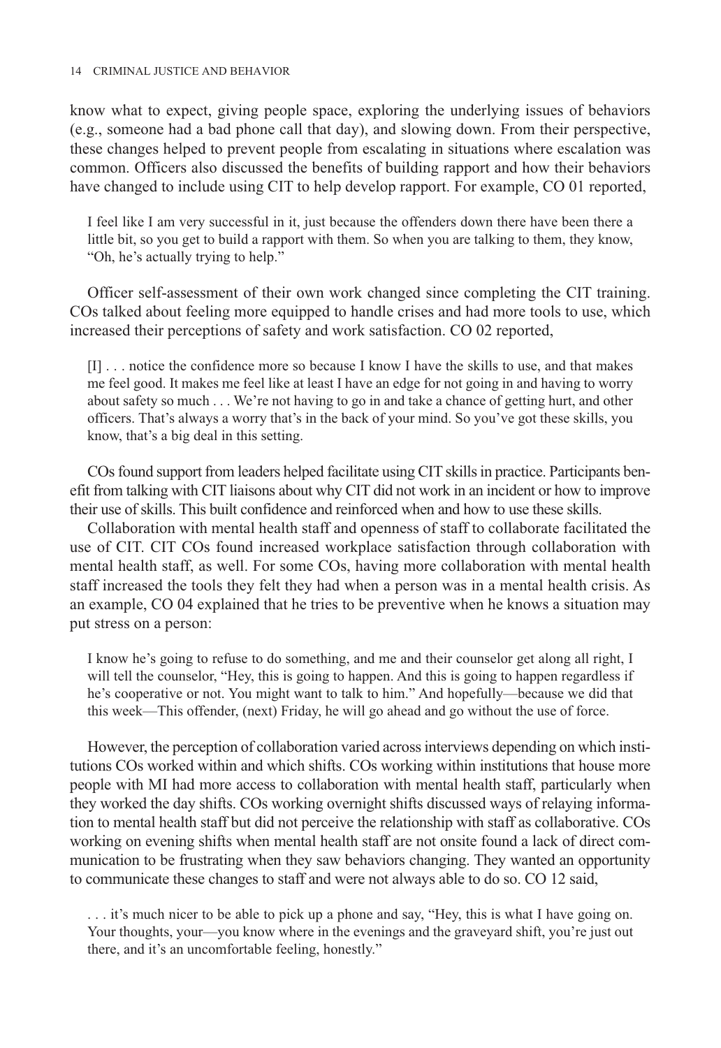know what to expect, giving people space, exploring the underlying issues of behaviors (e.g., someone had a bad phone call that day), and slowing down. From their perspective, these changes helped to prevent people from escalating in situations where escalation was common. Officers also discussed the benefits of building rapport and how their behaviors have changed to include using CIT to help develop rapport. For example, CO 01 reported,

> I feel like I am very successful in it, just because the offenders down there have been there a little bit, so you get to build a rapport with them. So when you are talking to them, they know, "Oh, he's actually trying to help."

Officer self-assessment of their own work changed since completing the CIT training. COs talked about feeling more equipped to handle crises and had more tools to use, which increased their perceptions of safety and work satisfaction. CO 02 reported,

> [I] . . . notice the confidence more so because I know I have the skills to use, and that makes me feel good. It makes me feel like at least I have an edge for not going in and having to worry about safety so much . . . We're not having to go in and take a chance of getting hurt, and other officers. That's always a worry that's in the back of your mind. So you've got these skills, you know, that's a big deal in this setting.

COs found support from leaders helped facilitate using CIT skills in practice. Participants benefit from talking with CIT liaisons about why CIT did not work in an incident or how to improve their use of skills. This built confidence and reinforced when and how to use these skills.

Collaboration with mental health staff and openness of staff to collaborate facilitated the use of CIT. CIT COs found increased workplace satisfaction through collaboration with mental health staff, as well. For some COs, having more collaboration with mental health staff increased the tools they felt they had when a person was in a mental health crisis. As an example, CO 04 explained that he tries to be preventive when he knows a situation may put stress on a person:

> I know he's going to refuse to do something, and me and their counselor get along all right, I will tell the counselor, "Hey, this is going to happen. And this is going to happen regardless if he's cooperative or not. You might want to talk to him." And hopefully—because we did that this week—This offender, (next) Friday, he will go ahead and go without the use of force.

However, the perception of collaboration varied across interviews depending on which institutions COs worked within and which shifts. COs working within institutions that house more people with MI had more access to collaboration with mental health staff, particularly when they worked the day shifts. COs working overnight shifts discussed ways of relaying information to mental health staff but did not perceive the relationship with staff as collaborative. COs working on evening shifts when mental health staff are not onsite found a lack of direct communication to be frustrating when they saw behaviors changing. They wanted an opportunity to communicate these changes to staff and were not always able to do so. CO 12 said,

> . . . it's much nicer to be able to pick up a phone and say, "Hey, this is what I have going on. Your thoughts, your—you know where in the evenings and the graveyard shift, you're just out there, and it's an uncomfortable feeling, honestly."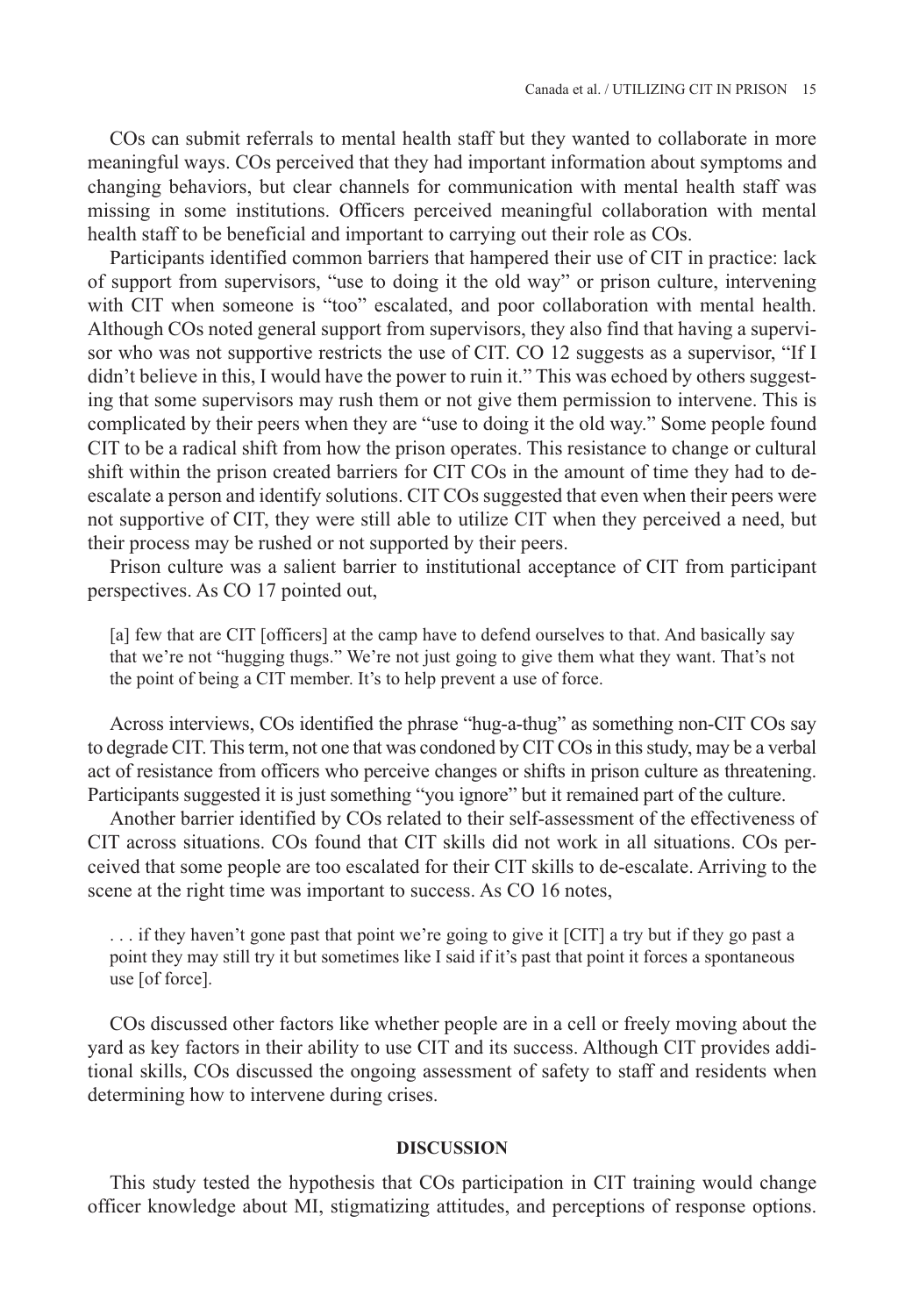COs can submit referrals to mental health staff but they wanted to collaborate in more meaningful ways. COs perceived that they had important information about symptoms and changing behaviors, but clear channels for communication with mental health staff was missing in some institutions. Officers perceived meaningful collaboration with mental health staff to be beneficial and important to carrying out their role as COs.

Participants identified common barriers that hampered their use of CIT in practice: lack of support from supervisors, "use to doing it the old way" or prison culture, intervening with CIT when someone is "too" escalated, and poor collaboration with mental health. Although COs noted general support from supervisors, they also find that having a supervisor who was not supportive restricts the use of CIT. CO 12 suggests as a supervisor, "If I didn't believe in this, I would have the power to ruin it." This was echoed by others suggesting that some supervisors may rush them or not give them permission to intervene. This is complicated by their peers when they are "use to doing it the old way." Some people found CIT to be a radical shift from how the prison operates. This resistance to change or cultural shift within the prison created barriers for CIT COs in the amount of time they had to de-escalate a person and identify solutions. CIT COs suggested that even when their peers were not supportive of CIT, they were still able to utilize CIT when they perceived a need, but their process may be rushed or not supported by their peers.

Prison culture was a salient barrier to institutional acceptance of CIT from participant perspectives. As CO 17 pointed out,

> [a] few that are CIT [officers] at the camp have to defend ourselves to that. And basically say that we're not "hugging thugs." We're not just going to give them what they want. That's not the point of being a CIT member. It's to help prevent a use of force.

Across interviews, COs identified the phrase "hug-a-thug" as something non-CIT COs say to degrade CIT. This term, not one that was condoned by CIT COs in this study, may be a verbal act of resistance from officers who perceive changes or shifts in prison culture as threatening. Participants suggested it is just something "you ignore" but it remained part of the culture.

Another barrier identified by COs related to their self-assessment of the effectiveness of CIT across situations. COs found that CIT skills did not work in all situations. COs perceived that some people are too escalated for their CIT skills to de-escalate. Arriving to the scene at the right time was important to success. As CO 16 notes,

> . . . if they haven't gone past that point we're going to give it [CIT] a try but if they go past a point they may still try it but sometimes like I said if it's past that point it forces a spontaneous use [of force].

COs discussed other factors like whether people are in a cell or freely moving about the yard as key factors in their ability to use CIT and its success. Although CIT provides additional skills, COs discussed the ongoing assessment of safety to staff and residents when determining how to intervene during crises.

## DISCUSSION

This study tested the hypothesis that COs participation in CIT training would change officer knowledge about MI, stigmatizing attitudes, and perceptions of response options.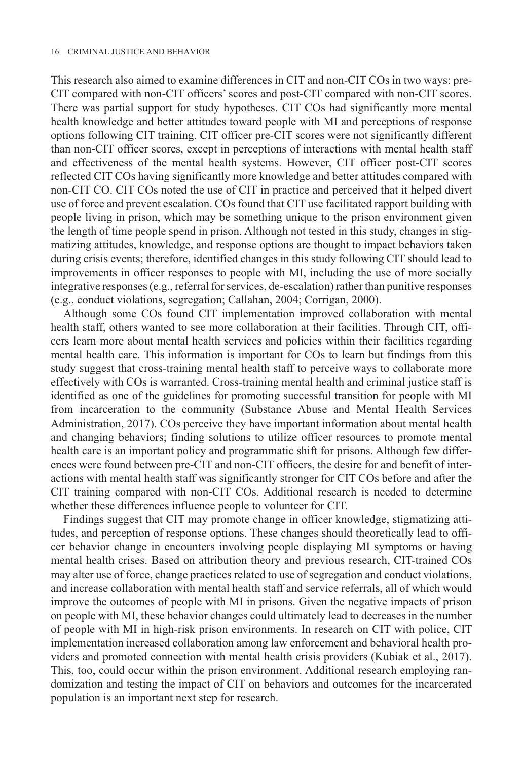This research also aimed to examine differences in CIT and non-CIT COs in two ways: pre-CIT compared with non-CIT officers' scores and post-CIT compared with non-CIT scores. There was partial support for study hypotheses. CIT COs had significantly more mental health knowledge and better attitudes toward people with MI and perceptions of response options following CIT training. CIT officer pre-CIT scores were not significantly different than non-CIT officer scores, except in perceptions of interactions with mental health staff and effectiveness of the mental health systems. However, CIT officer post-CIT scores reflected CIT COs having significantly more knowledge and better attitudes compared with non-CIT CO. CIT COs noted the use of CIT in practice and perceived that it helped divert use of force and prevent escalation. COs found that CIT use facilitated rapport building with people living in prison, which may be something unique to the prison environment given the length of time people spend in prison. Although not tested in this study, changes in stigmatizing attitudes, knowledge, and response options are thought to impact behaviors taken during crisis events; therefore, identified changes in this study following CIT should lead to improvements in officer responses to people with MI, including the use of more socially integrative responses (e.g., referral for services, de-escalation) rather than punitive responses (e.g., conduct violations, segregation; Callahan, 2004; Corrigan, 2000).

Although some COs found CIT implementation improved collaboration with mental health staff, others wanted to see more collaboration at their facilities. Through CIT, officers learn more about mental health services and policies within their facilities regarding mental health care. This information is important for COs to learn but findings from this study suggest that cross-training mental health staff to perceive ways to collaborate more effectively with COs is warranted. Cross-training mental health and criminal justice staff is identified as one of the guidelines for promoting successful transition for people with MI from incarceration to the community (Substance Abuse and Mental Health Services Administration, 2017). COs perceive they have important information about mental health and changing behaviors; finding solutions to utilize officer resources to promote mental health care is an important policy and programmatic shift for prisons. Although few differences were found between pre-CIT and non-CIT officers, the desire for and benefit of interactions with mental health staff was significantly stronger for CIT COs before and after the CIT training compared with non-CIT COs. Additional research is needed to determine whether these differences influence people to volunteer for CIT.

Findings suggest that CIT may promote change in officer knowledge, stigmatizing attitudes, and perception of response options. These changes should theoretically lead to officer behavior change in encounters involving people displaying MI symptoms or having mental health crises. Based on attribution theory and previous research, CIT-trained COs may alter use of force, change practices related to use of segregation and conduct violations, and increase collaboration with mental health staff and service referrals, all of which would improve the outcomes of people with MI in prisons. Given the negative impacts of prison on people with MI, these behavior changes could ultimately lead to decreases in the number of people with MI in high-risk prison environments. In research on CIT with police, CIT implementation increased collaboration among law enforcement and behavioral health providers and promoted connection with mental health crisis providers (Kubiak et al., 2017). This, too, could occur within the prison environment. Additional research employing randomization and testing the impact of CIT on behaviors and outcomes for the incarcerated population is an important next step for research.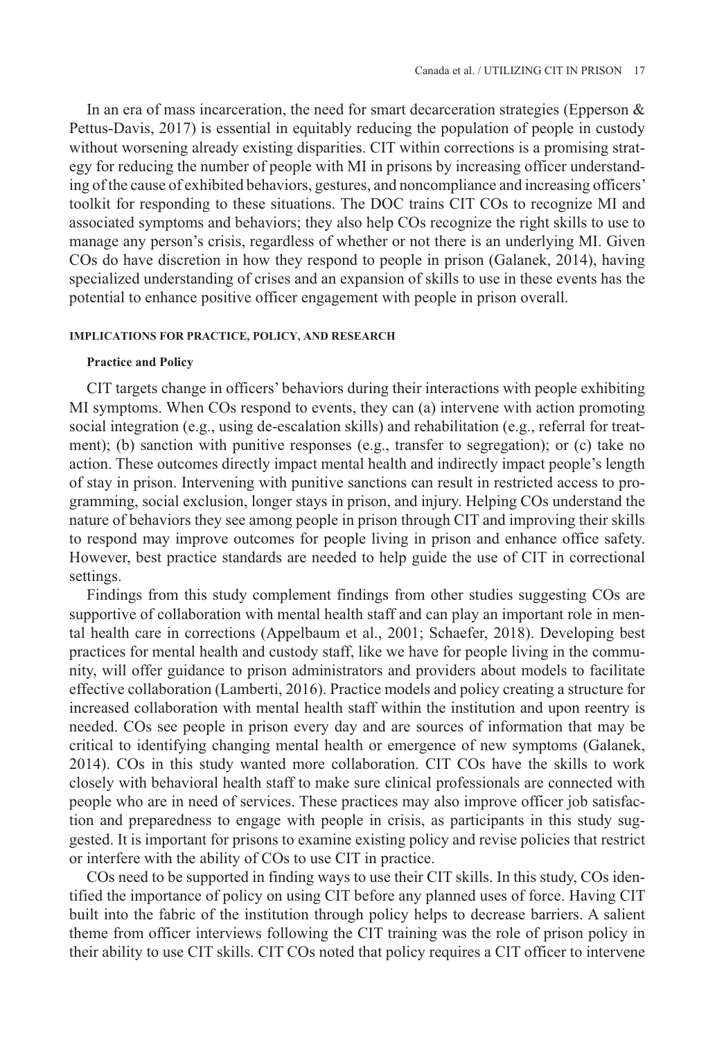In an era of mass incarceration, the need for smart decarceration strategies (Epperson & Pettus-Davis, 2017) is essential in equitably reducing the population of people in custody without worsening already existing disparities. CIT within corrections is a promising strategy for reducing the number of people with MI in prisons by increasing officer understanding of the cause of exhibited behaviors, gestures, and noncompliance and increasing officers' toolkit for responding to these situations. The DOC trains CIT COs to recognize MI and associated symptoms and behaviors; they also help COs recognize the right skills to use to manage any person's crisis, regardless of whether or not there is an underlying MI. Given COs do have discretion in how they respond to people in prison (Galanek, 2014), having specialized understanding of crises and an expansion of skills to use in these events has the potential to enhance positive officer engagement with people in prison overall.

## IMPLICATIONS FOR PRACTICE, POLICY, AND RESEARCH

### Practice and Policy

CIT targets change in officers' behaviors during their interactions with people exhibiting MI symptoms. When COs respond to events, they can (a) intervene with action promoting social integration (e.g., using de-escalation skills) and rehabilitation (e.g., referral for treatment); (b) sanction with punitive responses (e.g., transfer to segregation); or (c) take no action. These outcomes directly impact mental health and indirectly impact people's length of stay in prison. Intervening with punitive sanctions can result in restricted access to programming, social exclusion, longer stays in prison, and injury. Helping COs understand the nature of behaviors they see among people in prison through CIT and improving their skills to respond may improve outcomes for people living in prison and enhance office safety. However, best practice standards are needed to help guide the use of CIT in correctional settings.

Findings from this study complement findings from other studies suggesting COs are supportive of collaboration with mental health staff and can play an important role in mental health care in corrections (Appelbaum et al., 2001; Schaefer, 2018). Developing best practices for mental health and custody staff, like we have for people living in the community, will offer guidance to prison administrators and providers about models to facilitate effective collaboration (Lamberti, 2016). Practice models and policy creating a structure for increased collaboration with mental health staff within the institution and upon reentry is needed. COs see people in prison every day and are sources of information that may be critical to identifying changing mental health or emergence of new symptoms (Galanek, 2014). COs in this study wanted more collaboration. CIT COs have the skills to work closely with behavioral health staff to make sure clinical professionals are connected with people who are in need of services. These practices may also improve officer job satisfaction and preparedness to engage with people in crisis, as participants in this study suggested. It is important for prisons to examine existing policy and revise policies that restrict or interfere with the ability of COs to use CIT in practice.

COs need to be supported in finding ways to use their CIT skills. In this study, COs identified the importance of policy on using CIT before any planned uses of force. Having CIT built into the fabric of the institution through policy helps to decrease barriers. A salient theme from officer interviews following the CIT training was the role of prison policy in their ability to use CIT skills. CIT COs noted that policy requires a CIT officer to intervene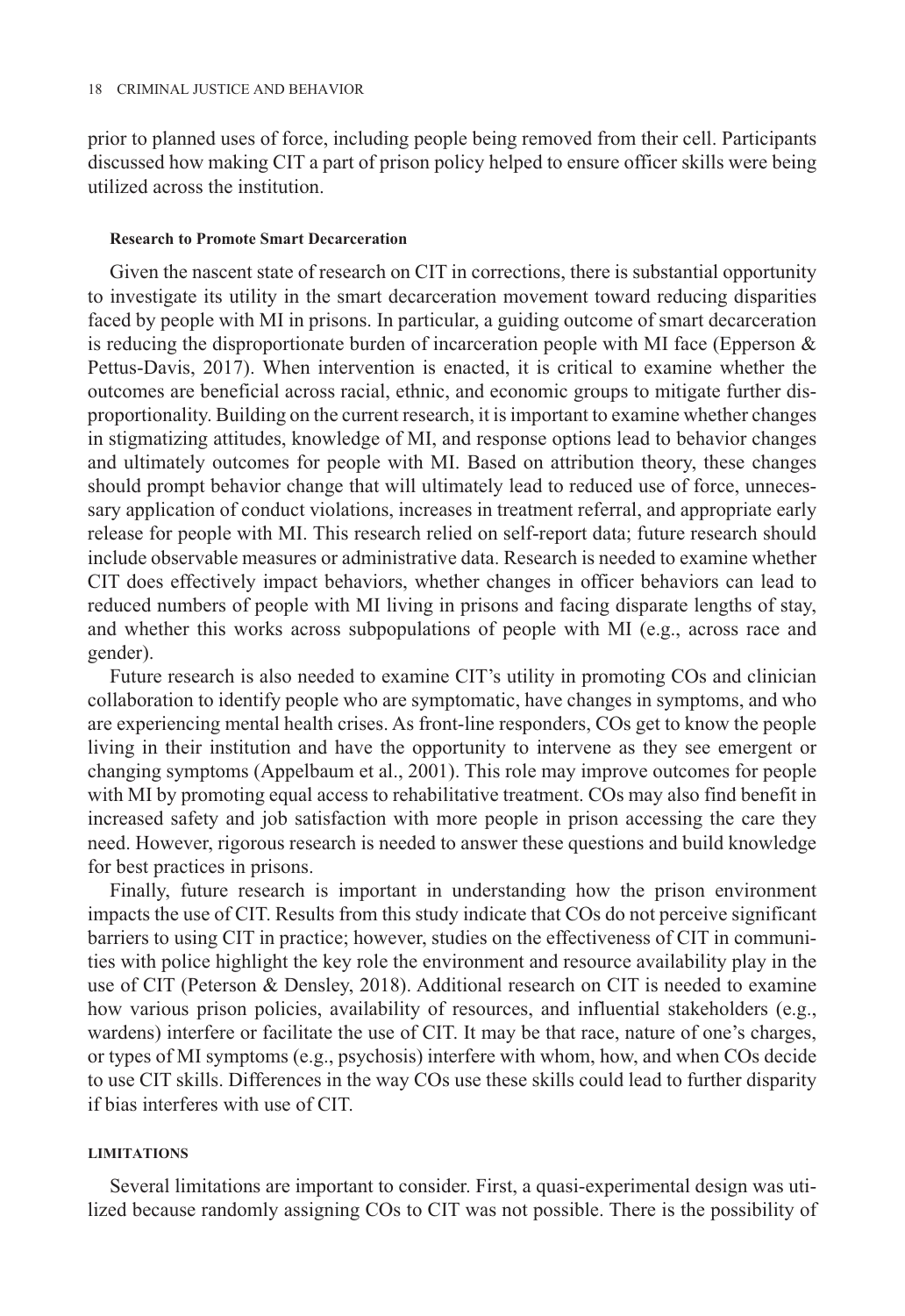prior to planned uses of force, including people being removed from their cell. Participants discussed how making CIT a part of prison policy helped to ensure officer skills were being utilized across the institution.

#### Research to Promote Smart Decarceration

Given the nascent state of research on CIT in corrections, there is substantial opportunity to investigate its utility in the smart decarceration movement toward reducing disparities faced by people with MI in prisons. In particular, a guiding outcome of smart decarceration is reducing the disproportionate burden of incarceration people with MI face (Epperson & Pettus-Davis, 2017). When intervention is enacted, it is critical to examine whether the outcomes are beneficial across racial, ethnic, and economic groups to mitigate further disproportionality. Building on the current research, it is important to examine whether changes in stigmatizing attitudes, knowledge of MI, and response options lead to behavior changes and ultimately outcomes for people with MI. Based on attribution theory, these changes should prompt behavior change that will ultimately lead to reduced use of force, unnecessary application of conduct violations, increases in treatment referral, and appropriate early release for people with MI. This research relied on self-report data; future research should include observable measures or administrative data. Research is needed to examine whether CIT does effectively impact behaviors, whether changes in officer behaviors can lead to reduced numbers of people with MI living in prisons and facing disparate lengths of stay, and whether this works across subpopulations of people with MI (e.g., across race and gender).

Future research is also needed to examine CIT's utility in promoting COs and clinician collaboration to identify people who are symptomatic, have changes in symptoms, and who are experiencing mental health crises. As front-line responders, COs get to know the people living in their institution and have the opportunity to intervene as they see emergent or changing symptoms (Appelbaum et al., 2001). This role may improve outcomes for people with MI by promoting equal access to rehabilitative treatment. COs may also find benefit in increased safety and job satisfaction with more people in prison accessing the care they need. However, rigorous research is needed to answer these questions and build knowledge for best practices in prisons.

Finally, future research is important in understanding how the prison environment impacts the use of CIT. Results from this study indicate that COs do not perceive significant barriers to using CIT in practice; however, studies on the effectiveness of CIT in communities with police highlight the key role the environment and resource availability play in the use of CIT (Peterson & Densley, 2018). Additional research on CIT is needed to examine how various prison policies, availability of resources, and influential stakeholders (e.g., wardens) interfere or facilitate the use of CIT. It may be that race, nature of one's charges, or types of MI symptoms (e.g., psychosis) interfere with whom, how, and when COs decide to use CIT skills. Differences in the way COs use these skills could lead to further disparity if bias interferes with use of CIT.

### LIMITATIONS

Several limitations are important to consider. First, a quasi-experimental design was utilized because randomly assigning COs to CIT was not possible. There is the possibility of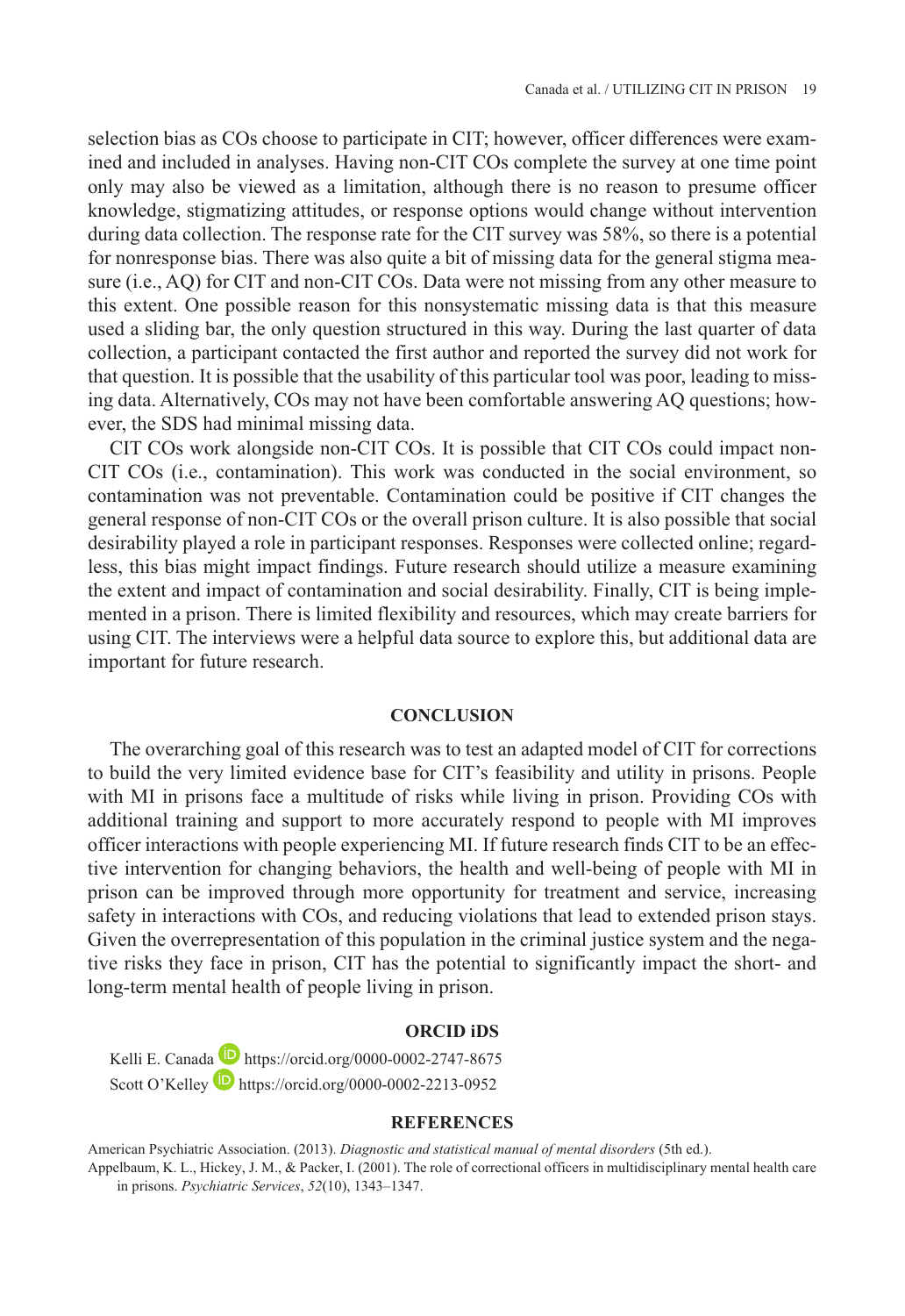selection bias as COs choose to participate in CIT; however, officer differences were examined and included in analyses. Having non-CIT COs complete the survey at one time point only may also be viewed as a limitation, although there is no reason to presume officer knowledge, stigmatizing attitudes, or response options would change without intervention during data collection. The response rate for the CIT survey was 58%, so there is a potential for nonresponse bias. There was also quite a bit of missing data for the general stigma measure (i.e., AQ) for CIT and non-CIT COs. Data were not missing from any other measure to this extent. One possible reason for this nonsystematic missing data is that this measure used a sliding bar, the only question structured in this way. During the last quarter of data collection, a participant contacted the first author and reported the survey did not work for that question. It is possible that the usability of this particular tool was poor, leading to missing data. Alternatively, COs may not have been comfortable answering AQ questions; however, the SDS had minimal missing data.

CIT COs work alongside non-CIT COs. It is possible that CIT COs could impact non-CIT COs (i.e., contamination). This work was conducted in the social environment, so contamination was not preventable. Contamination could be positive if CIT changes the general response of non-CIT COs or the overall prison culture. It is also possible that social desirability played a role in participant responses. Responses were collected online; regardless, this bias might impact findings. Future research should utilize a measure examining the extent and impact of contamination and social desirability. Finally, CIT is being implemented in a prison. There is limited flexibility and resources, which may create barriers for using CIT. The interviews were a helpful data source to explore this, but additional data are important for future research.

## CONCLUSION

The overarching goal of this research was to test an adapted model of CIT for corrections to build the very limited evidence base for CIT's feasibility and utility in prisons. People with MI in prisons face a multitude of risks while living in prison. Providing COs with additional training and support to more accurately respond to people with MI improves officer interactions with people experiencing MI. If future research finds CIT to be an effective intervention for changing behaviors, the health and well-being of people with MI in prison can be improved through more opportunity for treatment and service, increasing safety in interactions with COs, and reducing violations that lead to extended prison stays. Given the overrepresentation of this population in the criminal justice system and the negative risks they face in prison, CIT has the potential to significantly impact the short- and long-term mental health of people living in prison.

## ORCID iDS

Kelli E. Canada https://orcid.org/0000-0002-2747-8675
Scott O'Kelley https://orcid.org/0000-0002-2213-0952

## REFERENCES

American Psychiatric Association. (2013). *Diagnostic and statistical manual of mental disorders* (5th ed.).

Appelbaum, K. L., Hickey, J. M., & Packer, I. (2001). The role of correctional officers in multidisciplinary mental health care in prisons. *Psychiatric Services*, *52*(10), 1343–1347.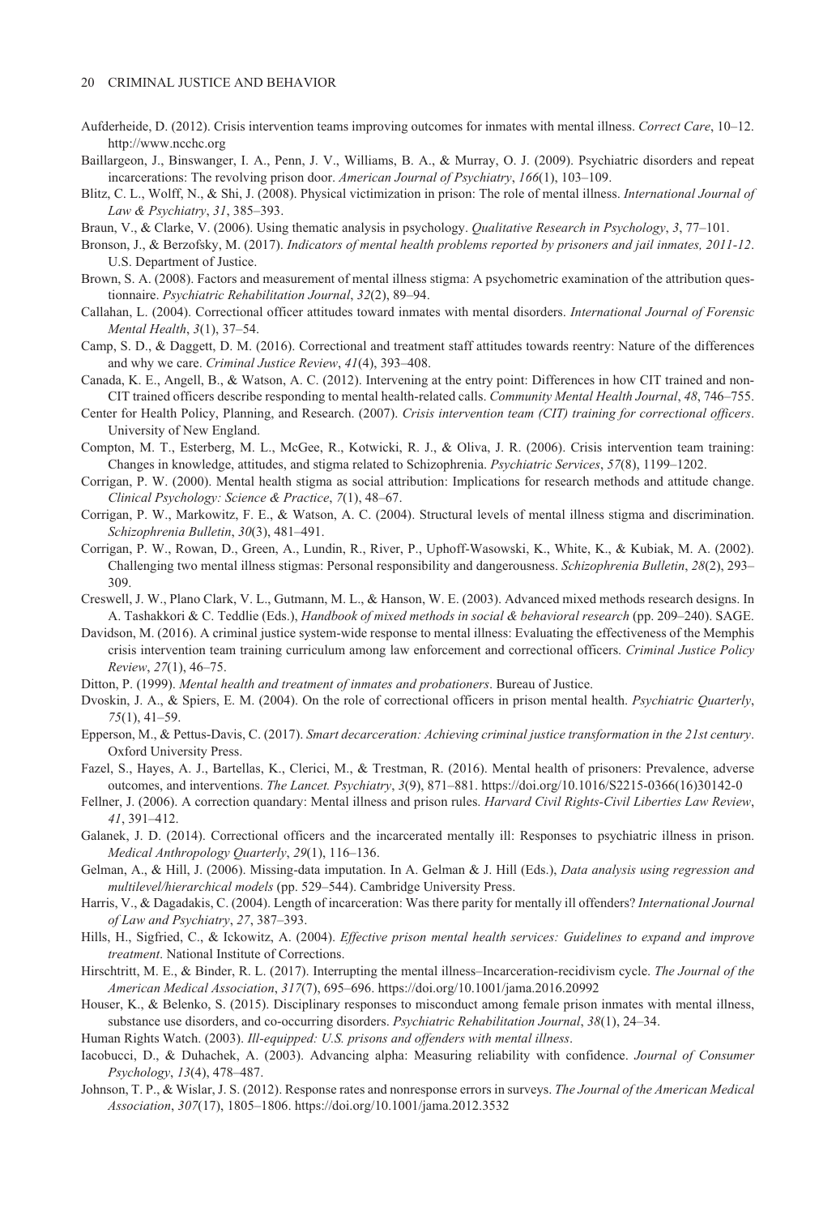Aufderheide, D. (2012). Crisis intervention teams improving outcomes for inmates with mental illness. *Correct Care*, 10–12. http://www.ncchc.org

Baillargeon, J., Binswanger, I. A., Penn, J. V., Williams, B. A., & Murray, O. J. (2009). Psychiatric disorders and repeat incarcerations: The revolving prison door. *American Journal of Psychiatry*, *166*(1), 103–109.

Blitz, C. L., Wolff, N., & Shi, J. (2008). Physical victimization in prison: The role of mental illness. *International Journal of Law & Psychiatry*, *31*, 385–393.

Braun, V., & Clarke, V. (2006). Using thematic analysis in psychology. *Qualitative Research in Psychology*, *3*, 77–101.

Bronson, J., & Berzofsky, M. (2017). *Indicators of mental health problems reported by prisoners and jail inmates, 2011-12*. U.S. Department of Justice.

Brown, S. A. (2008). Factors and measurement of mental illness stigma: A psychometric examination of the attribution questionnaire. *Psychiatric Rehabilitation Journal*, *32*(2), 89–94.

Callahan, L. (2004). Correctional officer attitudes toward inmates with mental disorders. *International Journal of Forensic Mental Health*, *3*(1), 37–54.

Camp, S. D., & Daggett, D. M. (2016). Correctional and treatment staff attitudes towards reentry: Nature of the differences and why we care. *Criminal Justice Review*, *41*(4), 393–408.

Canada, K. E., Angell, B., & Watson, A. C. (2012). Intervening at the entry point: Differences in how CIT trained and non-CIT trained officers describe responding to mental health-related calls. *Community Mental Health Journal*, *48*, 746–755.

Center for Health Policy, Planning, and Research. (2007). *Crisis intervention team (CIT) training for correctional officers*. University of New England.

Compton, M. T., Esterberg, M. L., McGee, R., Kotwicki, R. J., & Oliva, J. R. (2006). Crisis intervention team training: Changes in knowledge, attitudes, and stigma related to Schizophrenia. *Psychiatric Services*, *57*(8), 1199–1202.

Corrigan, P. W. (2000). Mental health stigma as social attribution: Implications for research methods and attitude change. *Clinical Psychology: Science & Practice*, *7*(1), 48–67.

Corrigan, P. W., Markowitz, F. E., & Watson, A. C. (2004). Structural levels of mental illness stigma and discrimination. *Schizophrenia Bulletin*, *30*(3), 481–491.

Corrigan, P. W., Rowan, D., Green, A., Lundin, R., River, P., Uphoff-Wasowski, K., White, K., & Kubiak, M. A. (2002). Challenging two mental illness stigmas: Personal responsibility and dangerousness. *Schizophrenia Bulletin*, *28*(2), 293–309.

Creswell, J. W., Plano Clark, V. L., Gutmann, M. L., & Hanson, W. E. (2003). Advanced mixed methods research designs. In A. Tashakkori & C. Teddlie (Eds.), *Handbook of mixed methods in social & behavioral research* (pp. 209–240). SAGE.

Davidson, M. (2016). A criminal justice system-wide response to mental illness: Evaluating the effectiveness of the Memphis crisis intervention team training curriculum among law enforcement and correctional officers. *Criminal Justice Policy Review*, *27*(1), 46–75.

Ditton, P. (1999). *Mental health and treatment of inmates and probationers*. Bureau of Justice.

Dvoskin, J. A., & Spiers, E. M. (2004). On the role of correctional officers in prison mental health. *Psychiatric Quarterly*, *75*(1), 41–59.

Epperson, M., & Pettus-Davis, C. (2017). *Smart decarceration: Achieving criminal justice transformation in the 21st century*. Oxford University Press.

Fazel, S., Hayes, A. J., Bartellas, K., Clerici, M., & Trestman, R. (2016). Mental health of prisoners: Prevalence, adverse outcomes, and interventions. *The Lancet. Psychiatry*, *3*(9), 871–881. https://doi.org/10.1016/S2215-0366(16)30142-0

Fellner, J. (2006). A correction quandary: Mental illness and prison rules. *Harvard Civil Rights-Civil Liberties Law Review*, *41*, 391–412.

Galanek, J. D. (2014). Correctional officers and the incarcerated mentally ill: Responses to psychiatric illness in prison. *Medical Anthropology Quarterly*, *29*(1), 116–136.

Gelman, A., & Hill, J. (2006). Missing-data imputation. In A. Gelman & J. Hill (Eds.), *Data analysis using regression and multilevel/hierarchical models* (pp. 529–544). Cambridge University Press.

Harris, V., & Dagadakis, C. (2004). Length of incarceration: Was there parity for mentally ill offenders? *International Journal of Law and Psychiatry*, *27*, 387–393.

Hills, H., Sigfried, C., & Ickowitz, A. (2004). *Effective prison mental health services: Guidelines to expand and improve treatment*. National Institute of Corrections.

Hirschtritt, M. E., & Binder, R. L. (2017). Interrupting the mental illness–Incarceration-recidivism cycle. *The Journal of the American Medical Association*, *317*(7), 695–696. https://doi.org/10.1001/jama.2016.20992

Houser, K., & Belenko, S. (2015). Disciplinary responses to misconduct among female prison inmates with mental illness, substance use disorders, and co-occurring disorders. *Psychiatric Rehabilitation Journal*, *38*(1), 24–34.

Human Rights Watch. (2003). *Ill-equipped: U.S. prisons and offenders with mental illness*.

Iacobucci, D., & Duhachek, A. (2003). Advancing alpha: Measuring reliability with confidence. *Journal of Consumer Psychology*, *13*(4), 478–487.

Johnson, T. P., & Wislar, J. S. (2012). Response rates and nonresponse errors in surveys. *The Journal of the American Medical Association*, *307*(17), 1805–1806. https://doi.org/10.1001/jama.2012.3532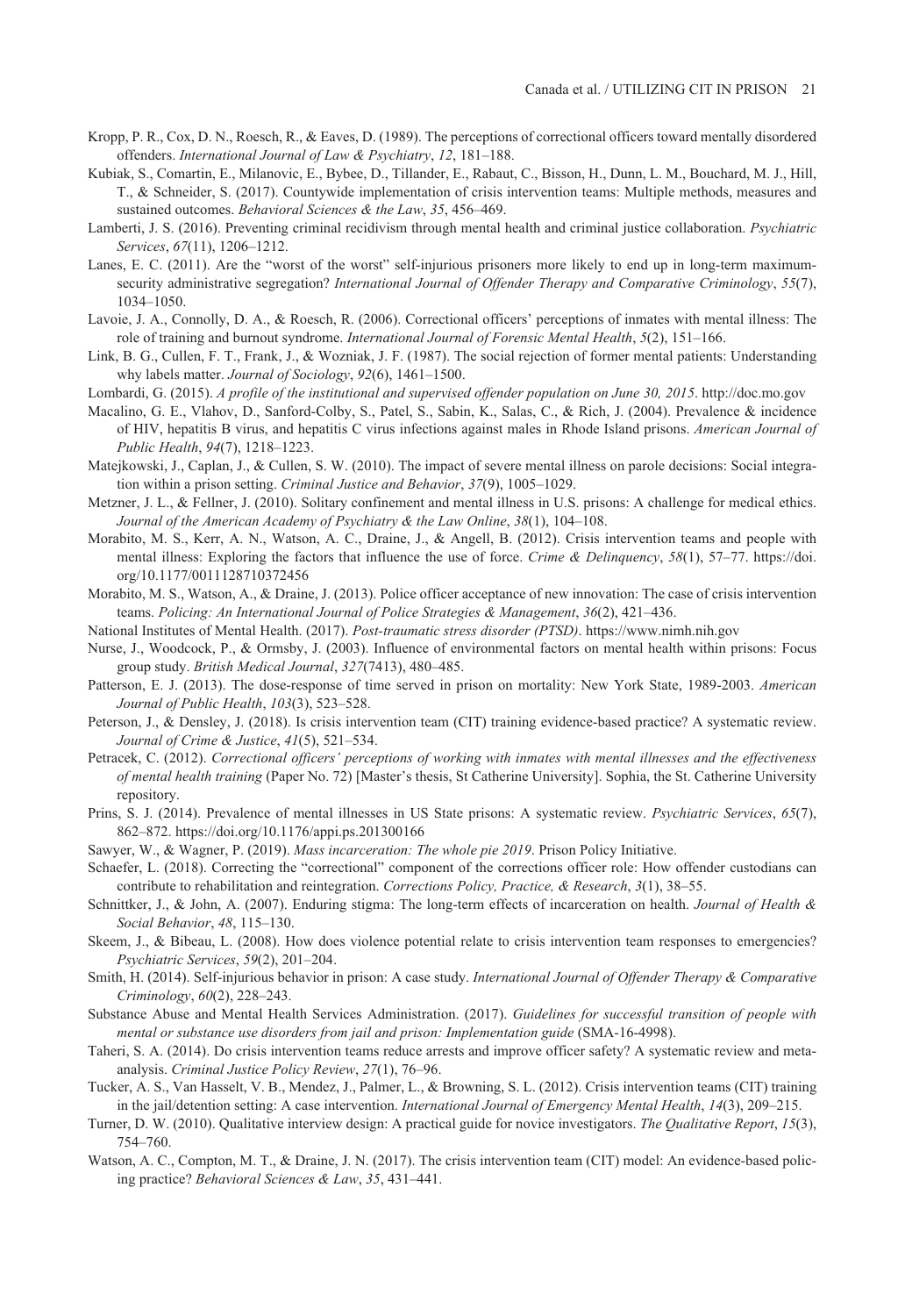Kropp, P. R., Cox, D. N., Roesch, R., & Eaves, D. (1989). The perceptions of correctional officers toward mentally disordered offenders. *International Journal of Law & Psychiatry*, *12*, 181–188.

Kubiak, S., Comartin, E., Milanovic, E., Bybee, D., Tillander, E., Rabaut, C., Bisson, H., Dunn, L. M., Bouchard, M. J., Hill, T., & Schneider, S. (2017). Countywide implementation of crisis intervention teams: Multiple methods, measures and sustained outcomes. *Behavioral Sciences & the Law*, *35*, 456–469.

Lamberti, J. S. (2016). Preventing criminal recidivism through mental health and criminal justice collaboration. *Psychiatric Services*, *67*(11), 1206–1212.

Lanes, E. C. (2011). Are the "worst of the worst" self-injurious prisoners more likely to end up in long-term maximum-security administrative segregation? *International Journal of Offender Therapy and Comparative Criminology*, *55*(7), 1034–1050.

Lavoie, J. A., Connolly, D. A., & Roesch, R. (2006). Correctional officers' perceptions of inmates with mental illness: The role of training and burnout syndrome. *International Journal of Forensic Mental Health*, *5*(2), 151–166.

Link, B. G., Cullen, F. T., Frank, J., & Wozniak, J. F. (1987). The social rejection of former mental patients: Understanding why labels matter. *Journal of Sociology*, *92*(6), 1461–1500.

Lombardi, G. (2015). *A profile of the institutional and supervised offender population on June 30, 2015*. http://doc.mo.gov

Macalino, G. E., Vlahov, D., Sanford-Colby, S., Patel, S., Sabin, K., Salas, C., & Rich, J. (2004). Prevalence & incidence of HIV, hepatitis B virus, and hepatitis C virus infections against males in Rhode Island prisons. *American Journal of Public Health*, *94*(7), 1218–1223.

Matejkowski, J., Caplan, J., & Cullen, S. W. (2010). The impact of severe mental illness on parole decisions: Social integration within a prison setting. *Criminal Justice and Behavior*, *37*(9), 1005–1029.

Metzner, J. L., & Fellner, J. (2010). Solitary confinement and mental illness in U.S. prisons: A challenge for medical ethics. *Journal of the American Academy of Psychiatry & the Law Online*, *38*(1), 104–108.

Morabito, M. S., Kerr, A. N., Watson, A. C., Draine, J., & Angell, B. (2012). Crisis intervention teams and people with mental illness: Exploring the factors that influence the use of force. *Crime & Delinquency*, *58*(1), 57–77. https://doi.org/10.1177/0011128710372456

Morabito, M. S., Watson, A., & Draine, J. (2013). Police officer acceptance of new innovation: The case of crisis intervention teams. *Policing: An International Journal of Police Strategies & Management*, *36*(2), 421–436.

National Institutes of Mental Health. (2017). *Post-traumatic stress disorder (PTSD)*. https://www.nimh.nih.gov

Nurse, J., Woodcock, P., & Ormsby, J. (2003). Influence of environmental factors on mental health within prisons: Focus group study. *British Medical Journal*, *327*(7413), 480–485.

Patterson, E. J. (2013). The dose-response of time served in prison on mortality: New York State, 1989-2003. *American Journal of Public Health*, *103*(3), 523–528.

Peterson, J., & Densley, J. (2018). Is crisis intervention team (CIT) training evidence-based practice? A systematic review. *Journal of Crime & Justice*, *41*(5), 521–534.

Petracek, C. (2012). *Correctional officers' perceptions of working with inmates with mental illnesses and the effectiveness of mental health training* (Paper No. 72) [Master's thesis, St Catherine University]. Sophia, the St. Catherine University repository.

Prins, S. J. (2014). Prevalence of mental illnesses in US State prisons: A systematic review. *Psychiatric Services*, *65*(7), 862–872. https://doi.org/10.1176/appi.ps.201300166

Sawyer, W., & Wagner, P. (2019). *Mass incarceration: The whole pie 2019*. Prison Policy Initiative.

Schaefer, L. (2018). Correcting the "correctional" component of the corrections officer role: How offender custodians can contribute to rehabilitation and reintegration. *Corrections Policy, Practice, & Research*, *3*(1), 38–55.

Schnittker, J., & John, A. (2007). Enduring stigma: The long-term effects of incarceration on health. *Journal of Health & Social Behavior*, *48*, 115–130.

Skeem, J., & Bibeau, L. (2008). How does violence potential relate to crisis intervention team responses to emergencies? *Psychiatric Services*, *59*(2), 201–204.

Smith, H. (2014). Self-injurious behavior in prison: A case study. *International Journal of Offender Therapy & Comparative Criminology*, *60*(2), 228–243.

Substance Abuse and Mental Health Services Administration. (2017). *Guidelines for successful transition of people with mental or substance use disorders from jail and prison: Implementation guide* (SMA-16-4998).

Taheri, S. A. (2014). Do crisis intervention teams reduce arrests and improve officer safety? A systematic review and meta-analysis. *Criminal Justice Policy Review*, *27*(1), 76–96.

Tucker, A. S., Van Hasselt, V. B., Mendez, J., Palmer, L., & Browning, S. L. (2012). Crisis intervention teams (CIT) training in the jail/detention setting: A case intervention. *International Journal of Emergency Mental Health*, *14*(3), 209–215.

Turner, D. W. (2010). Qualitative interview design: A practical guide for novice investigators. *The Qualitative Report*, *15*(3), 754–760.

Watson, A. C., Compton, M. T., & Draine, J. N. (2017). The crisis intervention team (CIT) model: An evidence-based policing practice? *Behavioral Sciences & Law*, *35*, 431–441.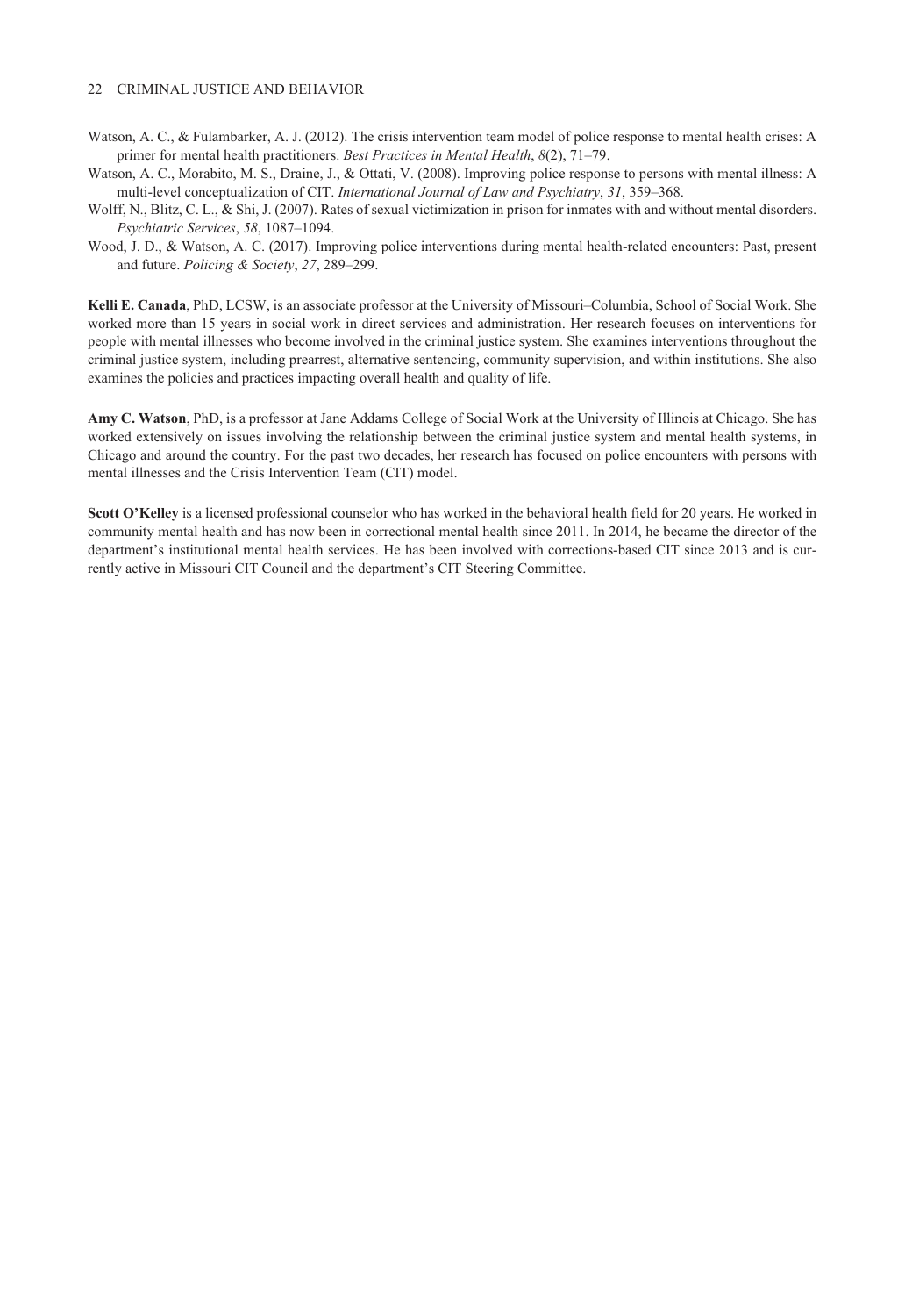Watson, A. C., & Fulambarker, A. J. (2012). The crisis intervention team model of police response to mental health crises: A primer for mental health practitioners. *Best Practices in Mental Health*, *8*(2), 71–79.

Watson, A. C., Morabito, M. S., Draine, J., & Ottati, V. (2008). Improving police response to persons with mental illness: A multi-level conceptualization of CIT. *International Journal of Law and Psychiatry*, *31*, 359–368.

Wolff, N., Blitz, C. L., & Shi, J. (2007). Rates of sexual victimization in prison for inmates with and without mental disorders. *Psychiatric Services*, *58*, 1087–1094.

Wood, J. D., & Watson, A. C. (2017). Improving police interventions during mental health-related encounters: Past, present and future. *Policing & Society*, *27*, 289–299.

**Kelli E. Canada**, PhD, LCSW, is an associate professor at the University of Missouri–Columbia, School of Social Work. She worked more than 15 years in social work in direct services and administration. Her research focuses on interventions for people with mental illnesses who become involved in the criminal justice system. She examines interventions throughout the criminal justice system, including prearrest, alternative sentencing, community supervision, and within institutions. She also examines the policies and practices impacting overall health and quality of life.

**Amy C. Watson**, PhD, is a professor at Jane Addams College of Social Work at the University of Illinois at Chicago. She has worked extensively on issues involving the relationship between the criminal justice system and mental health systems, in Chicago and around the country. For the past two decades, her research has focused on police encounters with persons with mental illnesses and the Crisis Intervention Team (CIT) model.

**Scott O'Kelley** is a licensed professional counselor who has worked in the behavioral health field for 20 years. He worked in community mental health and has now been in correctional mental health since 2011. In 2014, he became the director of the department's institutional mental health services. He has been involved with corrections-based CIT since 2013 and is currently active in Missouri CIT Council and the department's CIT Steering Committee.